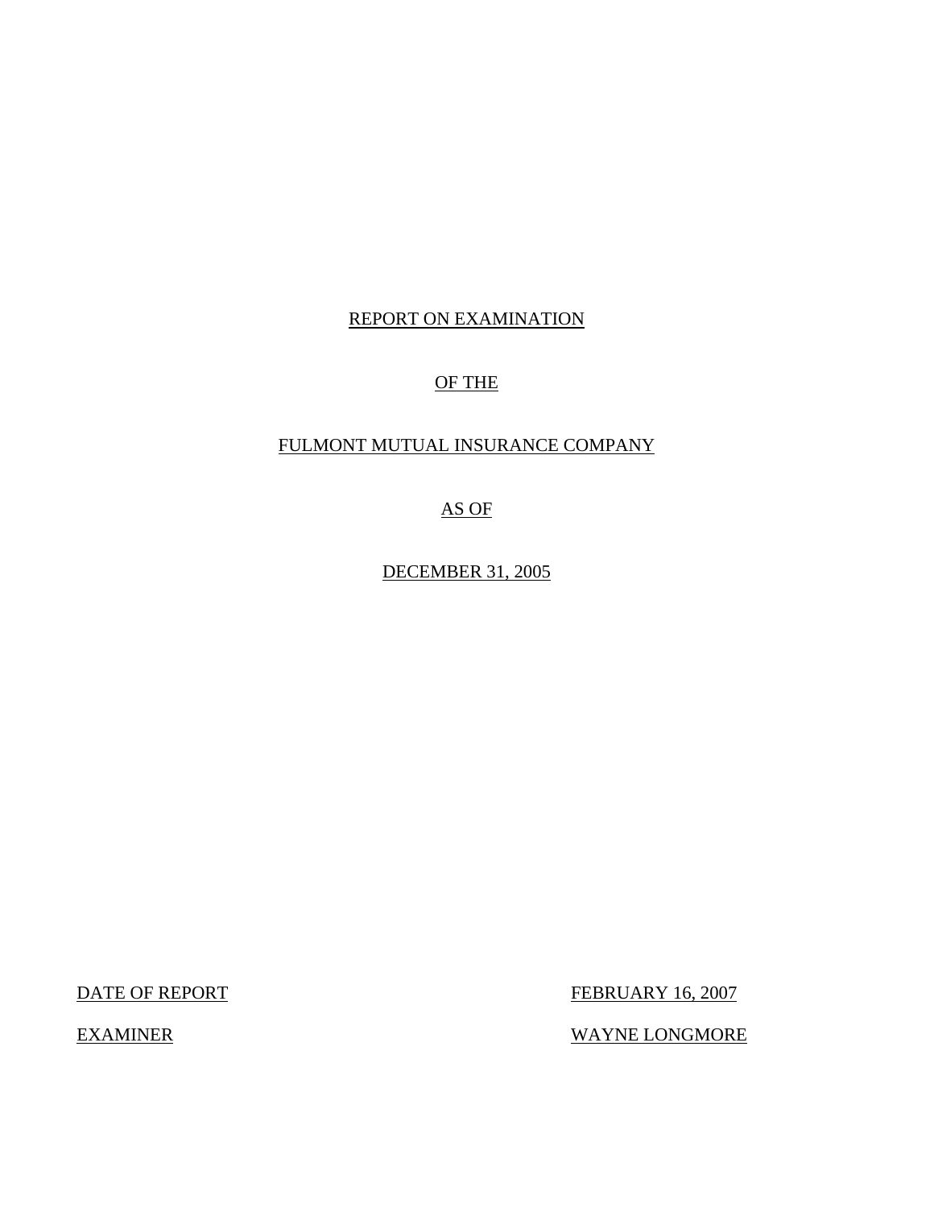REPORT ON EXAMINATION

OF THE

FULMONT MUTUAL INSURANCE COMPANY

AS OF

DECEMBER 31, 2005

DATE OF REPORT FEBRUARY 16, 2007

EXAMINER WAYNE LONGMORE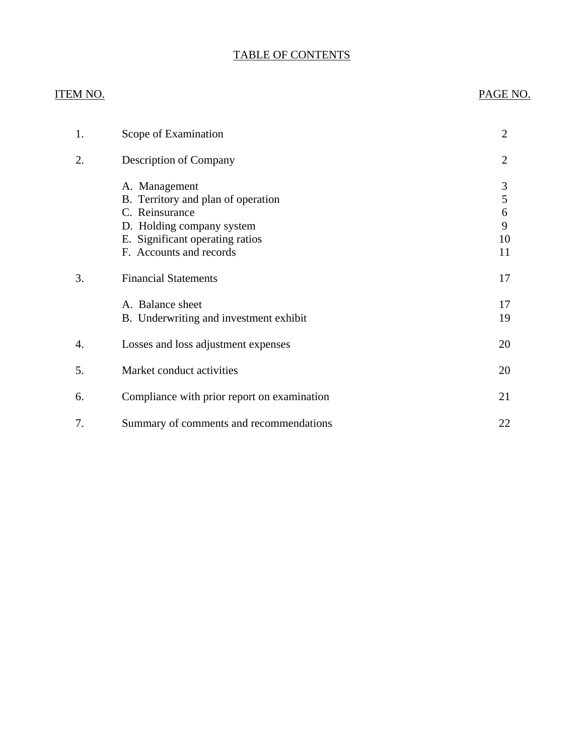# TABLE OF CONTENTS

| ITEM NO. | | PAGE NO. |
|---|---|---|
| 1. | Scope of Examination | 2 |
| 2. | Description of Company | 2 |
| | A. Management | 3 |
| | B. Territory and plan of operation | 5 |
| | C. Reinsurance | 6 |
| | D. Holding company system | 9 |
| | E. Significant operating ratios | 10 |
| | F. Accounts and records | 11 |
| 3. | Financial Statements | 17 |
| | A. Balance sheet | 17 |
| | B. Underwriting and investment exhibit | 19 |
| 4. | Losses and loss adjustment expenses | 20 |
| 5. | Market conduct activities | 20 |
| 6. | Compliance with prior report on examination | 21 |
| 7. | Summary of comments and recommendations | 22 |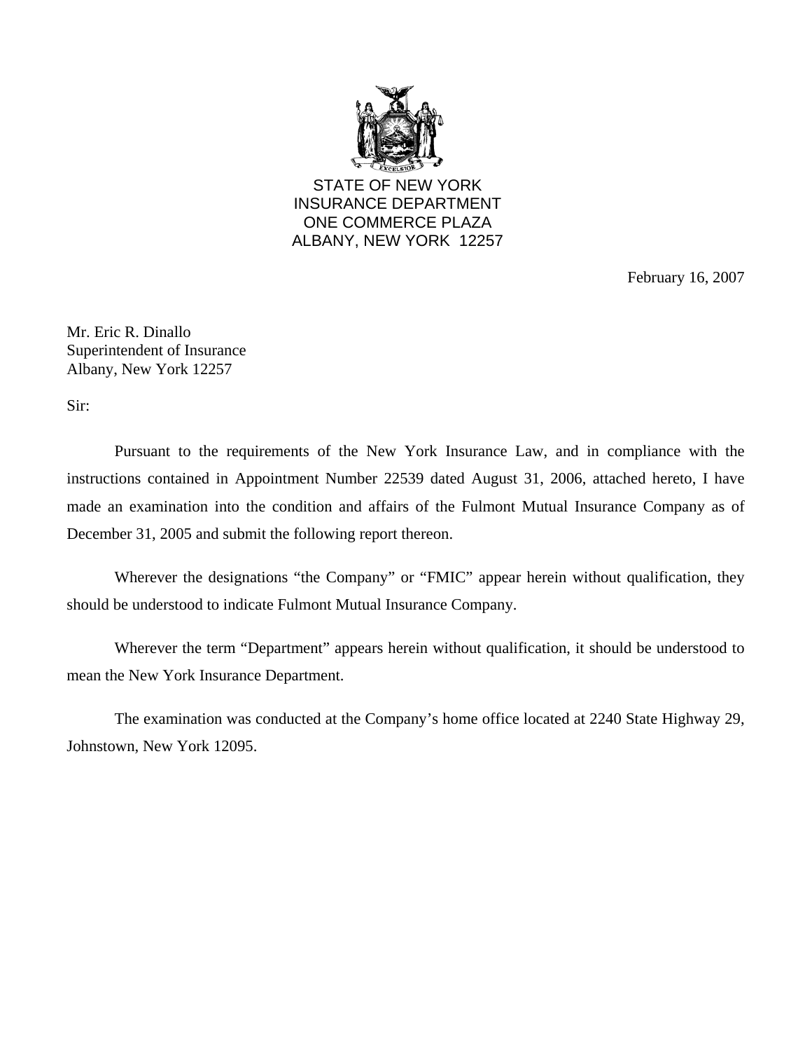STATE OF NEW YORK
INSURANCE DEPARTMENT
ONE COMMERCE PLAZA
ALBANY, NEW YORK 12257

February 16, 2007

Mr. Eric R. Dinallo
Superintendent of Insurance
Albany, New York 12257

Sir:

Pursuant to the requirements of the New York Insurance Law, and in compliance with the instructions contained in Appointment Number 22539 dated August 31, 2006, attached hereto, I have made an examination into the condition and affairs of the Fulmont Mutual Insurance Company as of December 31, 2005 and submit the following report thereon.

Wherever the designations "the Company" or "FMIC" appear herein without qualification, they should be understood to indicate Fulmont Mutual Insurance Company.

Wherever the term "Department" appears herein without qualification, it should be understood to mean the New York Insurance Department.

The examination was conducted at the Company's home office located at 2240 State Highway 29, Johnstown, New York 12095.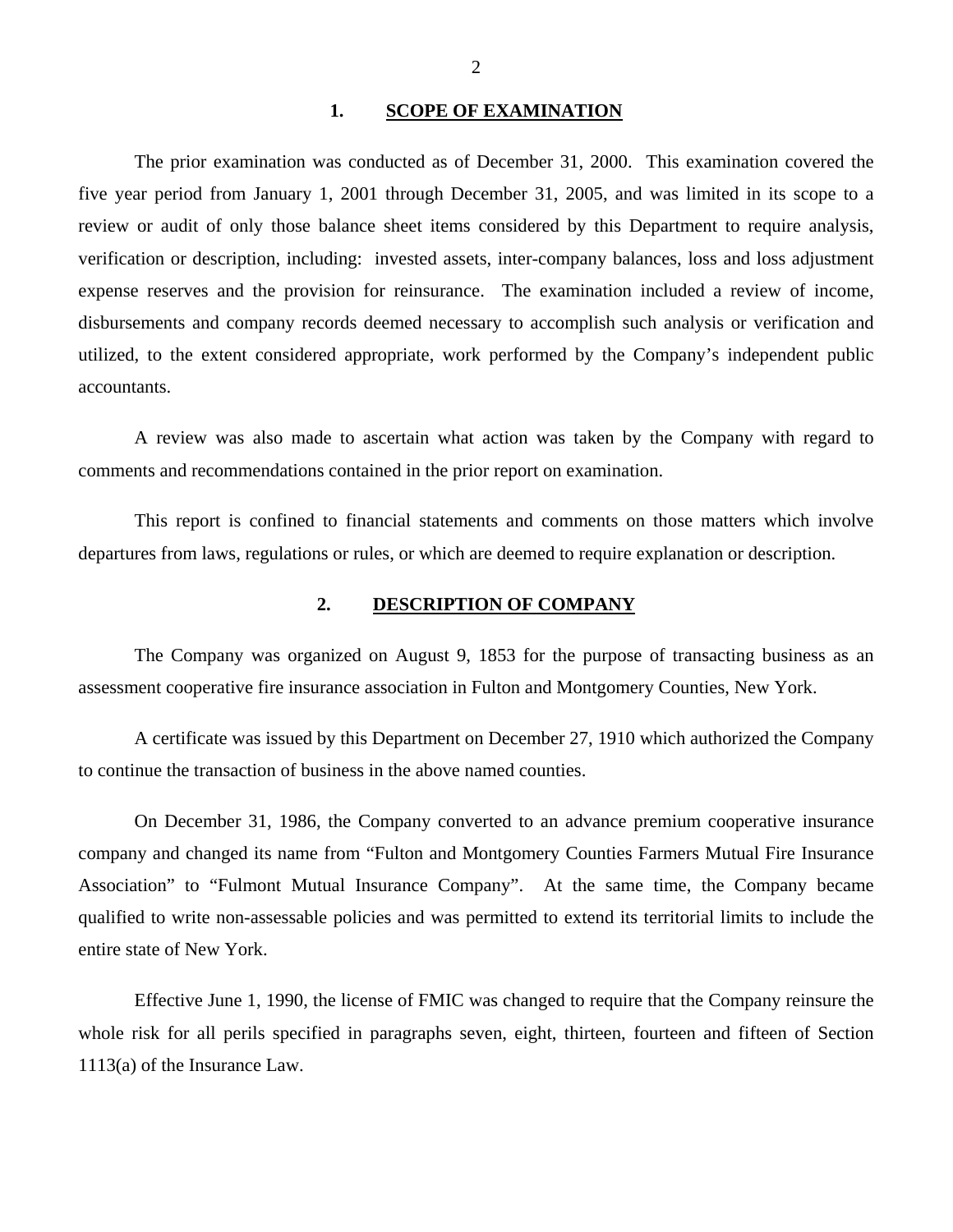## 1. SCOPE OF EXAMINATION

The prior examination was conducted as of December 31, 2000. This examination covered the five year period from January 1, 2001 through December 31, 2005, and was limited in its scope to a review or audit of only those balance sheet items considered by this Department to require analysis, verification or description, including: invested assets, inter-company balances, loss and loss adjustment expense reserves and the provision for reinsurance. The examination included a review of income, disbursements and company records deemed necessary to accomplish such analysis or verification and utilized, to the extent considered appropriate, work performed by the Company's independent public accountants.

A review was also made to ascertain what action was taken by the Company with regard to comments and recommendations contained in the prior report on examination.

This report is confined to financial statements and comments on those matters which involve departures from laws, regulations or rules, or which are deemed to require explanation or description.

## 2. DESCRIPTION OF COMPANY

The Company was organized on August 9, 1853 for the purpose of transacting business as an assessment cooperative fire insurance association in Fulton and Montgomery Counties, New York.

A certificate was issued by this Department on December 27, 1910 which authorized the Company to continue the transaction of business in the above named counties.

On December 31, 1986, the Company converted to an advance premium cooperative insurance company and changed its name from "Fulton and Montgomery Counties Farmers Mutual Fire Insurance Association" to "Fulmont Mutual Insurance Company". At the same time, the Company became qualified to write non-assessable policies and was permitted to extend its territorial limits to include the entire state of New York.

Effective June 1, 1990, the license of FMIC was changed to require that the Company reinsure the whole risk for all perils specified in paragraphs seven, eight, thirteen, fourteen and fifteen of Section 1113(a) of the Insurance Law.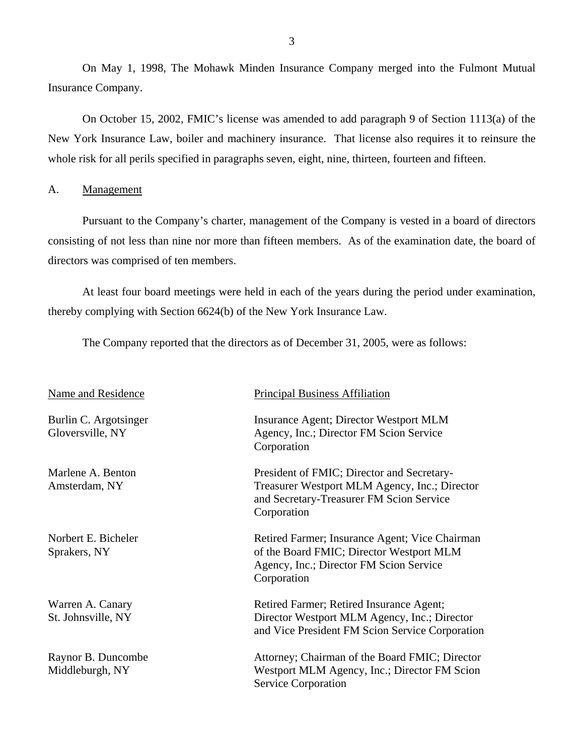On May 1, 1998, The Mohawk Minden Insurance Company merged into the Fulmont Mutual Insurance Company.

On October 15, 2002, FMIC's license was amended to add paragraph 9 of Section 1113(a) of the New York Insurance Law, boiler and machinery insurance. That license also requires it to reinsure the whole risk for all perils specified in paragraphs seven, eight, nine, thirteen, fourteen and fifteen.

## A. Management

Pursuant to the Company's charter, management of the Company is vested in a board of directors consisting of not less than nine nor more than fifteen members. As of the examination date, the board of directors was comprised of ten members.

At least four board meetings were held in each of the years during the period under examination, thereby complying with Section 6624(b) of the New York Insurance Law.

The Company reported that the directors as of December 31, 2005, were as follows:

| Name and Residence | Principal Business Affiliation |
|---|---|
| Burlin C. Argotsinger<br>Gloversville, NY | Insurance Agent; Director Westport MLM Agency, Inc.; Director FM Scion Service Corporation |
| Marlene A. Benton<br>Amsterdam, NY | President of FMIC; Director and Secretary-Treasurer Westport MLM Agency, Inc.; Director and Secretary-Treasurer FM Scion Service Corporation |
| Norbert E. Bicheler<br>Sprakers, NY | Retired Farmer; Insurance Agent; Vice Chairman of the Board FMIC; Director Westport MLM Agency, Inc.; Director FM Scion Service Corporation |
| Warren A. Canary<br>St. Johnsville, NY | Retired Farmer; Retired Insurance Agent; Director Westport MLM Agency, Inc.; Director and Vice President FM Scion Service Corporation |
| Raynor B. Duncombe<br>Middleburgh, NY | Attorney; Chairman of the Board FMIC; Director Westport MLM Agency, Inc.; Director FM Scion Service Corporation |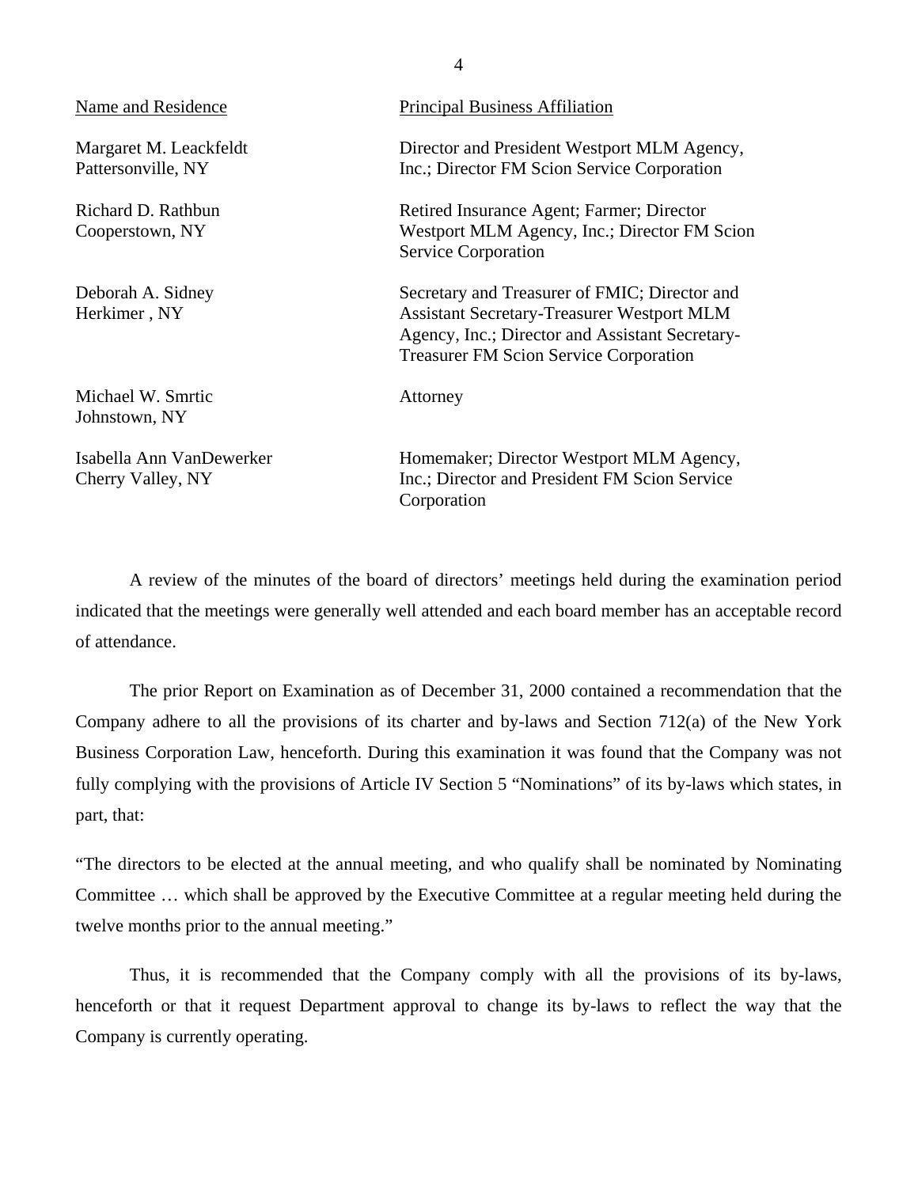| Name and Residence | Principal Business Affiliation |
|---|---|
| Margaret M. Leackfeldt<br>Pattersonville, NY | Director and President Westport MLM Agency, Inc.; Director FM Scion Service Corporation |
| Richard D. Rathbun<br>Cooperstown, NY | Retired Insurance Agent; Farmer; Director Westport MLM Agency, Inc.; Director FM Scion Service Corporation |
| Deborah A. Sidney<br>Herkimer , NY | Secretary and Treasurer of FMIC; Director and Assistant Secretary-Treasurer Westport MLM Agency, Inc.; Director and Assistant Secretary-Treasurer FM Scion Service Corporation |
| Michael W. Smrtic<br>Johnstown, NY | Attorney |
| Isabella Ann VanDewerker<br>Cherry Valley, NY | Homemaker; Director Westport MLM Agency, Inc.; Director and President FM Scion Service Corporation |

A review of the minutes of the board of directors' meetings held during the examination period indicated that the meetings were generally well attended and each board member has an acceptable record of attendance.

The prior Report on Examination as of December 31, 2000 contained a recommendation that the Company adhere to all the provisions of its charter and by-laws and Section 712(a) of the New York Business Corporation Law, henceforth. During this examination it was found that the Company was not fully complying with the provisions of Article IV Section 5 "Nominations" of its by-laws which states, in part, that:

"The directors to be elected at the annual meeting, and who qualify shall be nominated by Nominating Committee … which shall be approved by the Executive Committee at a regular meeting held during the twelve months prior to the annual meeting."

Thus, it is recommended that the Company comply with all the provisions of its by-laws, henceforth or that it request Department approval to change its by-laws to reflect the way that the Company is currently operating.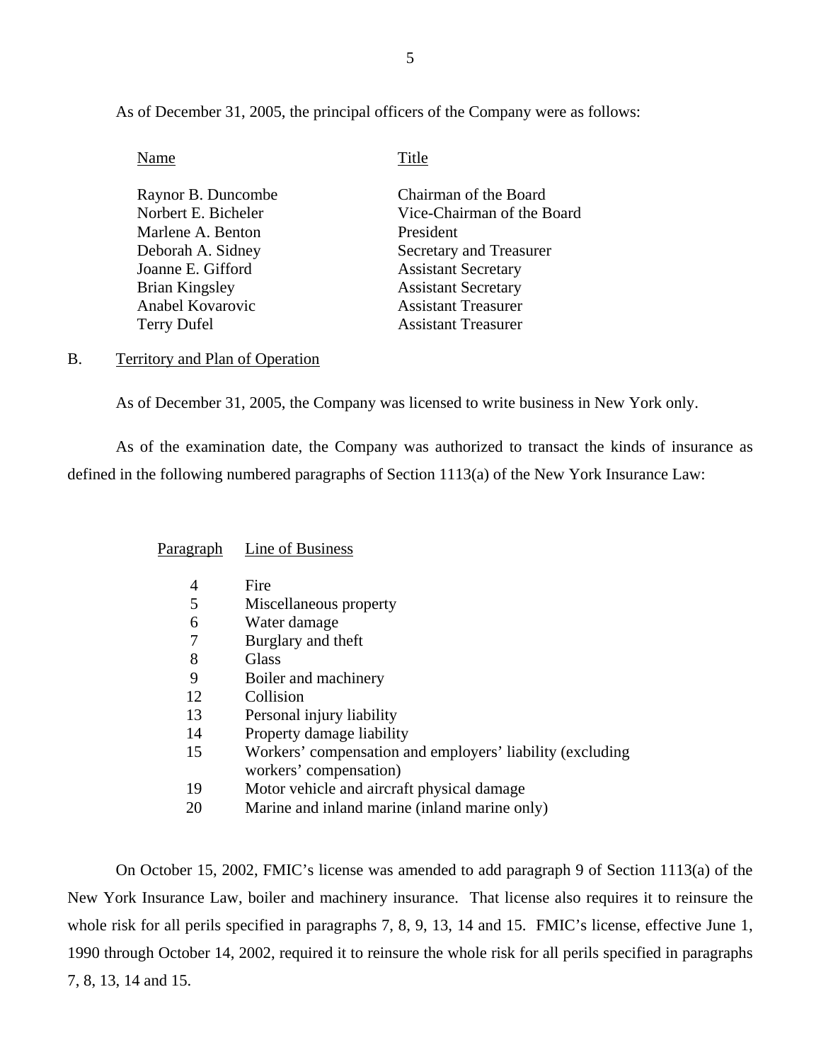As of December 31, 2005, the principal officers of the Company were as follows:

| Name | Title |
|---|---|
| Raynor B. Duncombe | Chairman of the Board |
| Norbert E. Bicheler | Vice-Chairman of the Board |
| Marlene A. Benton | President |
| Deborah A. Sidney | Secretary and Treasurer |
| Joanne E. Gifford | Assistant Secretary |
| Brian Kingsley | Assistant Secretary |
| Anabel Kovarovic | Assistant Treasurer |
| Terry Dufel | Assistant Treasurer |

## B. Territory and Plan of Operation

As of December 31, 2005, the Company was licensed to write business in New York only.

As of the examination date, the Company was authorized to transact the kinds of insurance as defined in the following numbered paragraphs of Section 1113(a) of the New York Insurance Law:

| Paragraph | Line of Business |
|---|---|
| 4 | Fire |
| 5 | Miscellaneous property |
| 6 | Water damage |
| 7 | Burglary and theft |
| 8 | Glass |
| 9 | Boiler and machinery |
| 12 | Collision |
| 13 | Personal injury liability |
| 14 | Property damage liability |
| 15 | Workers' compensation and employers' liability (excluding workers' compensation) |
| 19 | Motor vehicle and aircraft physical damage |
| 20 | Marine and inland marine (inland marine only) |

On October 15, 2002, FMIC's license was amended to add paragraph 9 of Section 1113(a) of the New York Insurance Law, boiler and machinery insurance. That license also requires it to reinsure the whole risk for all perils specified in paragraphs 7, 8, 9, 13, 14 and 15. FMIC's license, effective June 1, 1990 through October 14, 2002, required it to reinsure the whole risk for all perils specified in paragraphs 7, 8, 13, 14 and 15.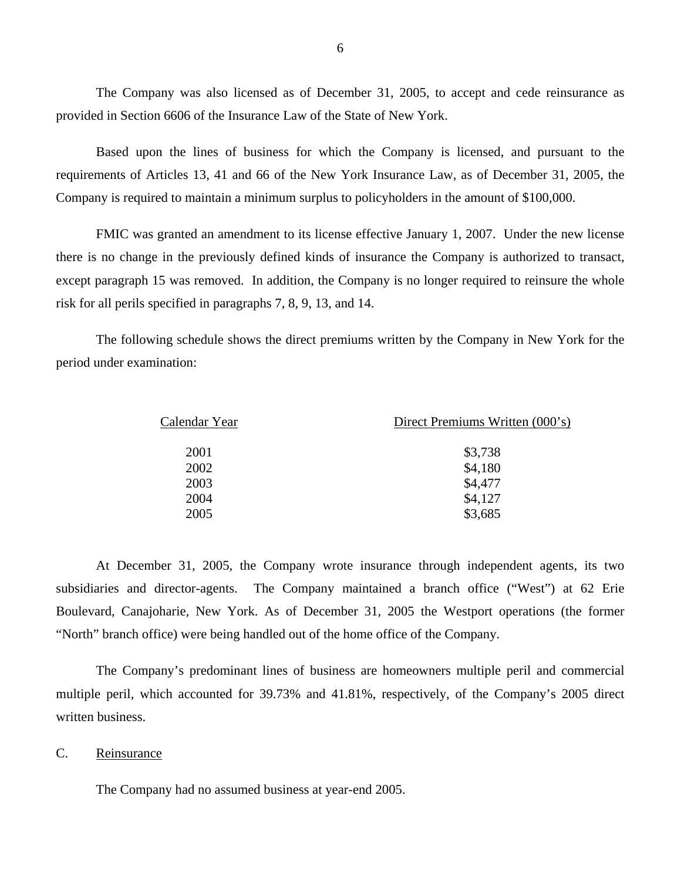The Company was also licensed as of December 31, 2005, to accept and cede reinsurance as provided in Section 6606 of the Insurance Law of the State of New York.

Based upon the lines of business for which the Company is licensed, and pursuant to the requirements of Articles 13, 41 and 66 of the New York Insurance Law, as of December 31, 2005, the Company is required to maintain a minimum surplus to policyholders in the amount of $100,000.

FMIC was granted an amendment to its license effective January 1, 2007. Under the new license there is no change in the previously defined kinds of insurance the Company is authorized to transact, except paragraph 15 was removed. In addition, the Company is no longer required to reinsure the whole risk for all perils specified in paragraphs 7, 8, 9, 13, and 14.

The following schedule shows the direct premiums written by the Company in New York for the period under examination:

| Calendar Year | Direct Premiums Written (000's) |
|---|---|
| 2001 | $3,738 |
| 2002 | $4,180 |
| 2003 | $4,477 |
| 2004 | $4,127 |
| 2005 | $3,685 |

At December 31, 2005, the Company wrote insurance through independent agents, its two subsidiaries and director-agents. The Company maintained a branch office ("West") at 62 Erie Boulevard, Canajoharie, New York. As of December 31, 2005 the Westport operations (the former "North" branch office) were being handled out of the home office of the Company.

The Company's predominant lines of business are homeowners multiple peril and commercial multiple peril, which accounted for 39.73% and 41.81%, respectively, of the Company's 2005 direct written business.

## C. Reinsurance

The Company had no assumed business at year-end 2005.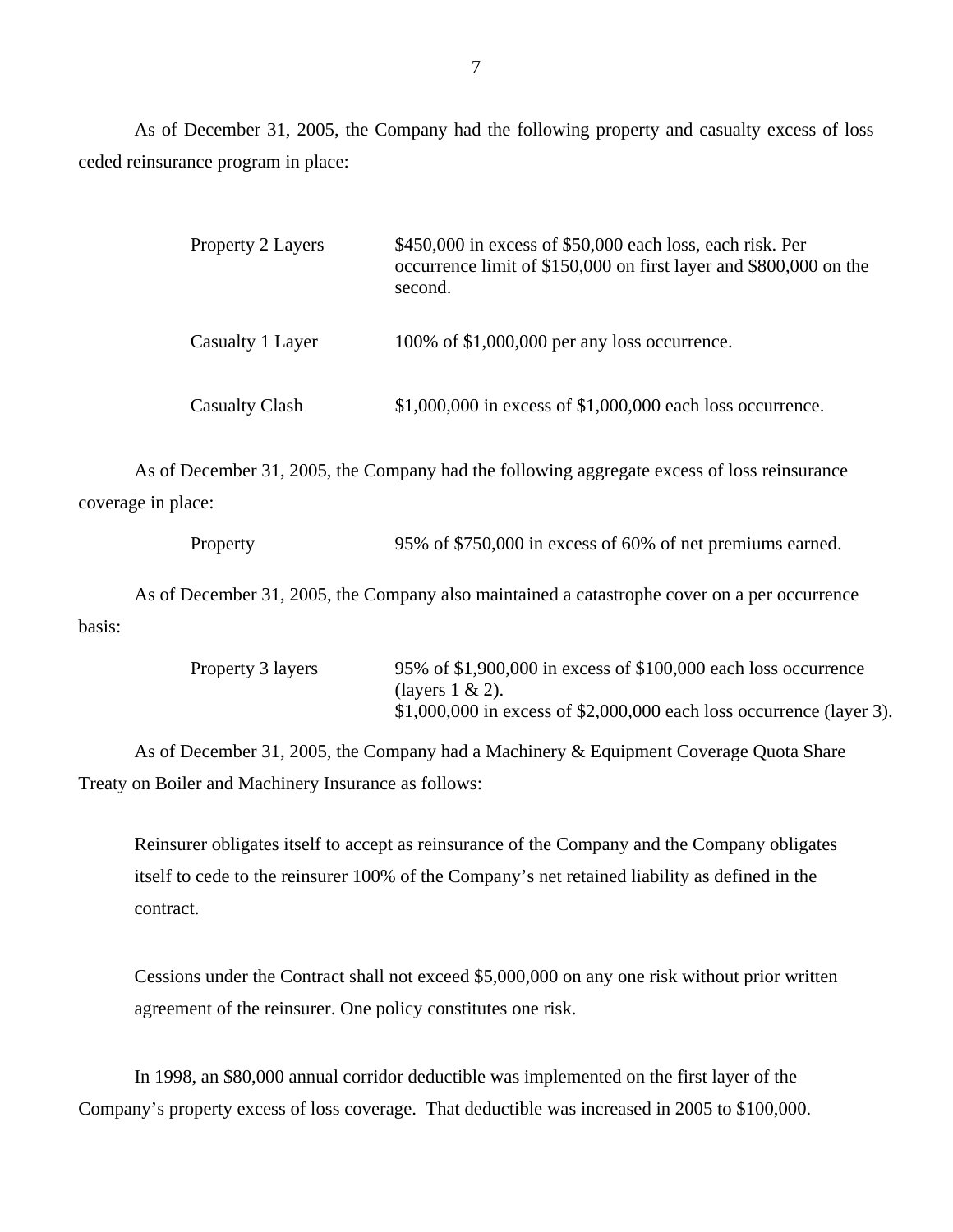As of December 31, 2005, the Company had the following property and casualty excess of loss ceded reinsurance program in place:

| | |
|---|---|
| Property 2 Layers | $450,000 in excess of $50,000 each loss, each risk. Per occurrence limit of $150,000 on first layer and $800,000 on the second. |
| Casualty 1 Layer | 100% of $1,000,000 per any loss occurrence. |
| Casualty Clash | $1,000,000 in excess of $1,000,000 each loss occurrence. |

As of December 31, 2005, the Company had the following aggregate excess of loss reinsurance coverage in place:

| | |
|---|---|
| Property | 95% of $750,000 in excess of 60% of net premiums earned. |

As of December 31, 2005, the Company also maintained a catastrophe cover on a per occurrence basis:

| | |
|---|---|
| Property 3 layers | 95% of $1,900,000 in excess of $100,000 each loss occurrence (layers 1 & 2).<br>$1,000,000 in excess of $2,000,000 each loss occurrence (layer 3). |

As of December 31, 2005, the Company had a Machinery & Equipment Coverage Quota Share Treaty on Boiler and Machinery Insurance as follows:

> Reinsurer obligates itself to accept as reinsurance of the Company and the Company obligates itself to cede to the reinsurer 100% of the Company's net retained liability as defined in the contract.
>
> Cessions under the Contract shall not exceed $5,000,000 on any one risk without prior written agreement of the reinsurer. One policy constitutes one risk.

In 1998, an $80,000 annual corridor deductible was implemented on the first layer of the Company's property excess of loss coverage. That deductible was increased in 2005 to $100,000.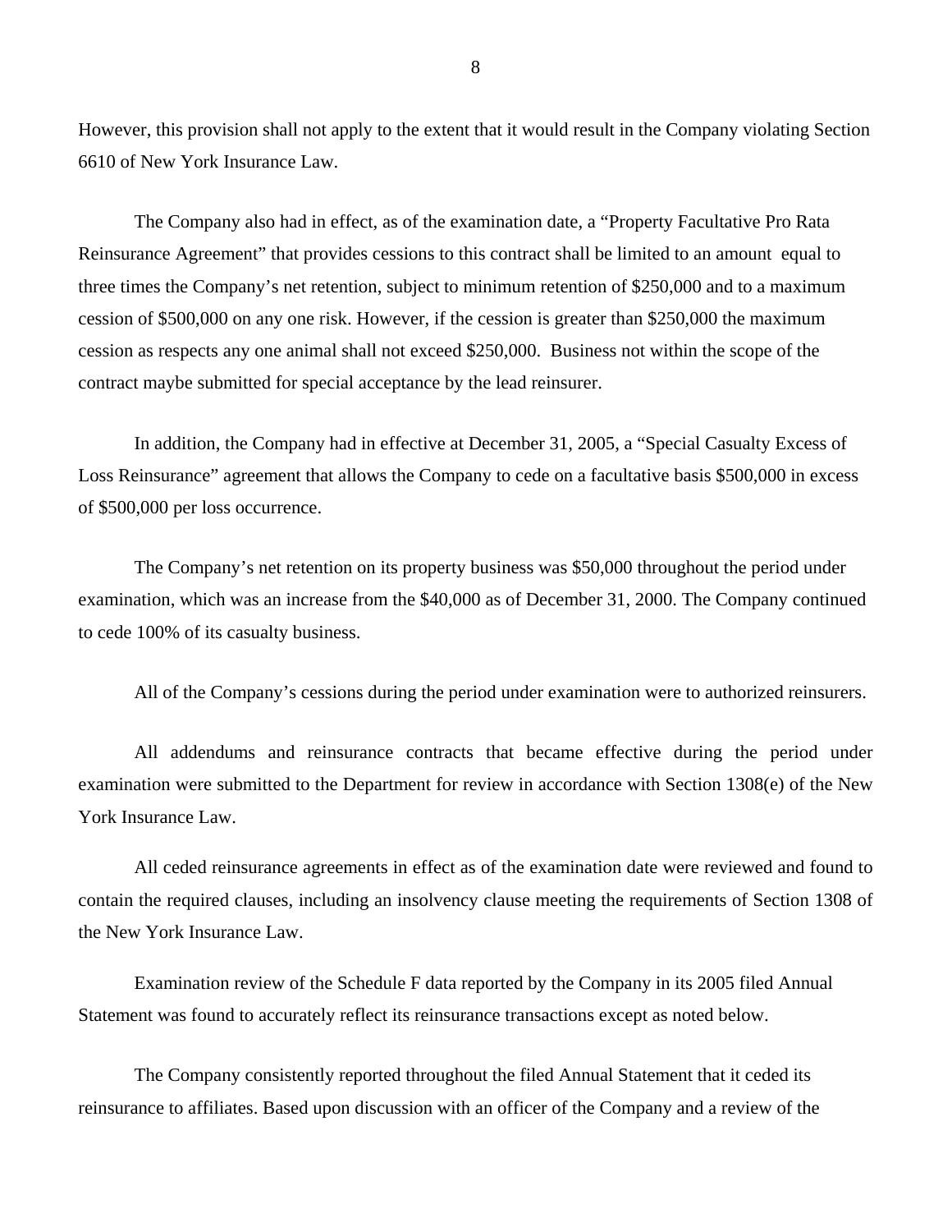However, this provision shall not apply to the extent that it would result in the Company violating Section 6610 of New York Insurance Law.

The Company also had in effect, as of the examination date, a “Property Facultative Pro Rata Reinsurance Agreement” that provides cessions to this contract shall be limited to an amount equal to three times the Company’s net retention, subject to minimum retention of $250,000 and to a maximum cession of $500,000 on any one risk. However, if the cession is greater than $250,000 the maximum cession as respects any one animal shall not exceed $250,000. Business not within the scope of the contract maybe submitted for special acceptance by the lead reinsurer.

In addition, the Company had in effective at December 31, 2005, a “Special Casualty Excess of Loss Reinsurance” agreement that allows the Company to cede on a facultative basis $500,000 in excess of $500,000 per loss occurrence.

The Company’s net retention on its property business was $50,000 throughout the period under examination, which was an increase from the $40,000 as of December 31, 2000. The Company continued to cede 100% of its casualty business.

All of the Company’s cessions during the period under examination were to authorized reinsurers.

All addendums and reinsurance contracts that became effective during the period under examination were submitted to the Department for review in accordance with Section 1308(e) of the New York Insurance Law.

All ceded reinsurance agreements in effect as of the examination date were reviewed and found to contain the required clauses, including an insolvency clause meeting the requirements of Section 1308 of the New York Insurance Law.

Examination review of the Schedule F data reported by the Company in its 2005 filed Annual Statement was found to accurately reflect its reinsurance transactions except as noted below.

The Company consistently reported throughout the filed Annual Statement that it ceded its reinsurance to affiliates. Based upon discussion with an officer of the Company and a review of the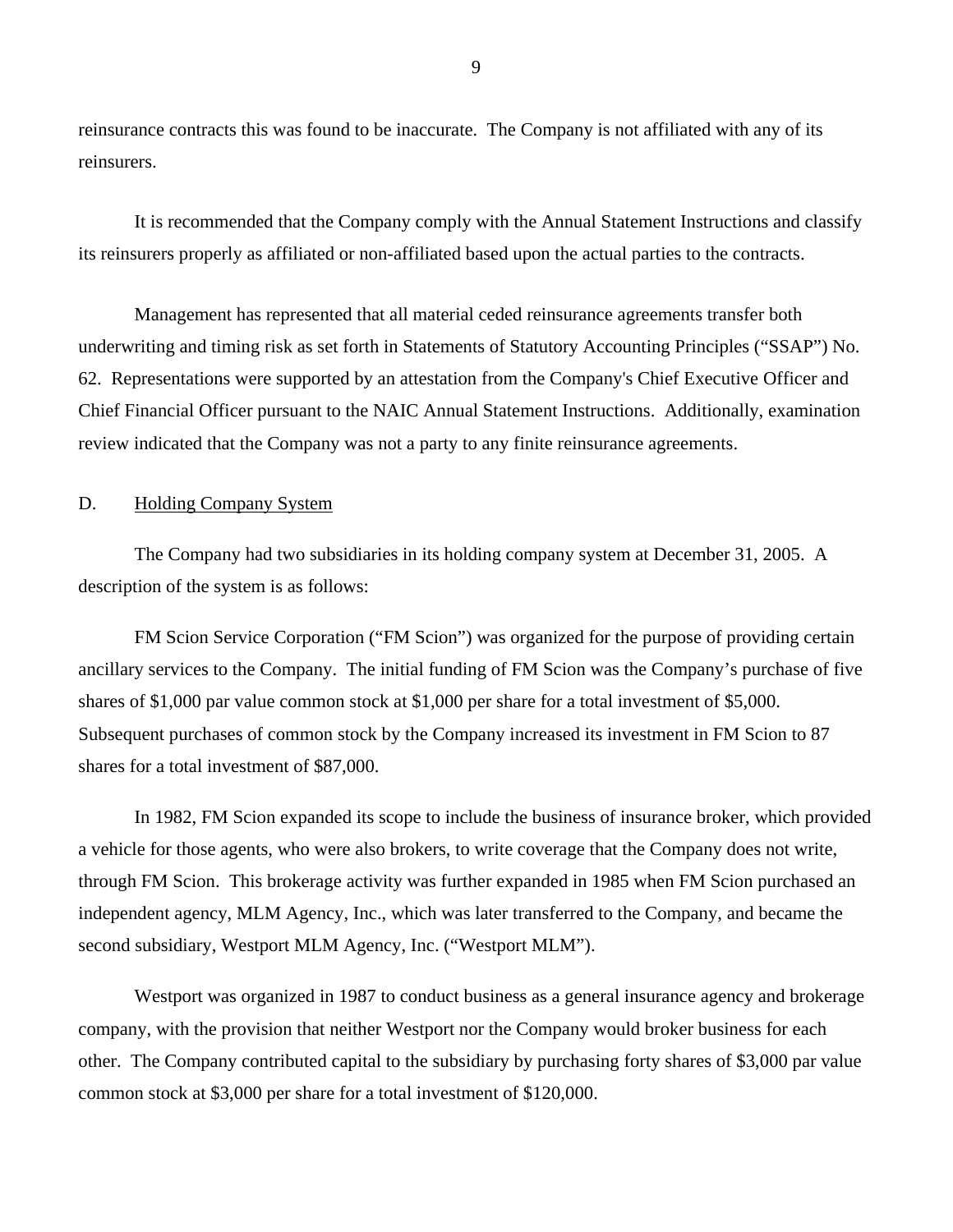reinsurance contracts this was found to be inaccurate. The Company is not affiliated with any of its reinsurers.

It is recommended that the Company comply with the Annual Statement Instructions and classify its reinsurers properly as affiliated or non-affiliated based upon the actual parties to the contracts.

Management has represented that all material ceded reinsurance agreements transfer both underwriting and timing risk as set forth in Statements of Statutory Accounting Principles ("SSAP") No. 62. Representations were supported by an attestation from the Company's Chief Executive Officer and Chief Financial Officer pursuant to the NAIC Annual Statement Instructions. Additionally, examination review indicated that the Company was not a party to any finite reinsurance agreements.

## D. Holding Company System

The Company had two subsidiaries in its holding company system at December 31, 2005. A description of the system is as follows:

FM Scion Service Corporation ("FM Scion") was organized for the purpose of providing certain ancillary services to the Company. The initial funding of FM Scion was the Company's purchase of five shares of $1,000 par value common stock at $1,000 per share for a total investment of $5,000. Subsequent purchases of common stock by the Company increased its investment in FM Scion to 87 shares for a total investment of $87,000.

In 1982, FM Scion expanded its scope to include the business of insurance broker, which provided a vehicle for those agents, who were also brokers, to write coverage that the Company does not write, through FM Scion. This brokerage activity was further expanded in 1985 when FM Scion purchased an independent agency, MLM Agency, Inc., which was later transferred to the Company, and became the second subsidiary, Westport MLM Agency, Inc. ("Westport MLM").

Westport was organized in 1987 to conduct business as a general insurance agency and brokerage company, with the provision that neither Westport nor the Company would broker business for each other. The Company contributed capital to the subsidiary by purchasing forty shares of $3,000 par value common stock at $3,000 per share for a total investment of $120,000.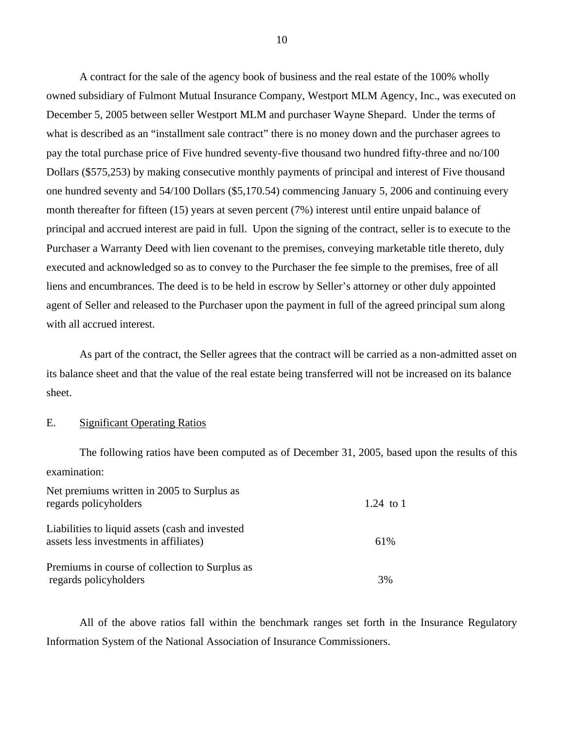A contract for the sale of the agency book of business and the real estate of the 100% wholly owned subsidiary of Fulmont Mutual Insurance Company, Westport MLM Agency, Inc., was executed on December 5, 2005 between seller Westport MLM and purchaser Wayne Shepard. Under the terms of what is described as an "installment sale contract" there is no money down and the purchaser agrees to pay the total purchase price of Five hundred seventy-five thousand two hundred fifty-three and no/100 Dollars ($575,253) by making consecutive monthly payments of principal and interest of Five thousand one hundred seventy and 54/100 Dollars ($5,170.54) commencing January 5, 2006 and continuing every month thereafter for fifteen (15) years at seven percent (7%) interest until entire unpaid balance of principal and accrued interest are paid in full. Upon the signing of the contract, seller is to execute to the Purchaser a Warranty Deed with lien covenant to the premises, conveying marketable title thereto, duly executed and acknowledged so as to convey to the Purchaser the fee simple to the premises, free of all liens and encumbrances. The deed is to be held in escrow by Seller's attorney or other duly appointed agent of Seller and released to the Purchaser upon the payment in full of the agreed principal sum along with all accrued interest.

As part of the contract, the Seller agrees that the contract will be carried as a non-admitted asset on its balance sheet and that the value of the real estate being transferred will not be increased on its balance sheet.

## E. Significant Operating Ratios

The following ratios have been computed as of December 31, 2005, based upon the results of this examination:

| | |
|---|---|
| Net premiums written in 2005 to Surplus as regards policyholders | 1.24 to 1 |
| Liabilities to liquid assets (cash and invested assets less investments in affiliates) | 61% |
| Premiums in course of collection to Surplus as regards policyholders | 3% |

All of the above ratios fall within the benchmark ranges set forth in the Insurance Regulatory Information System of the National Association of Insurance Commissioners.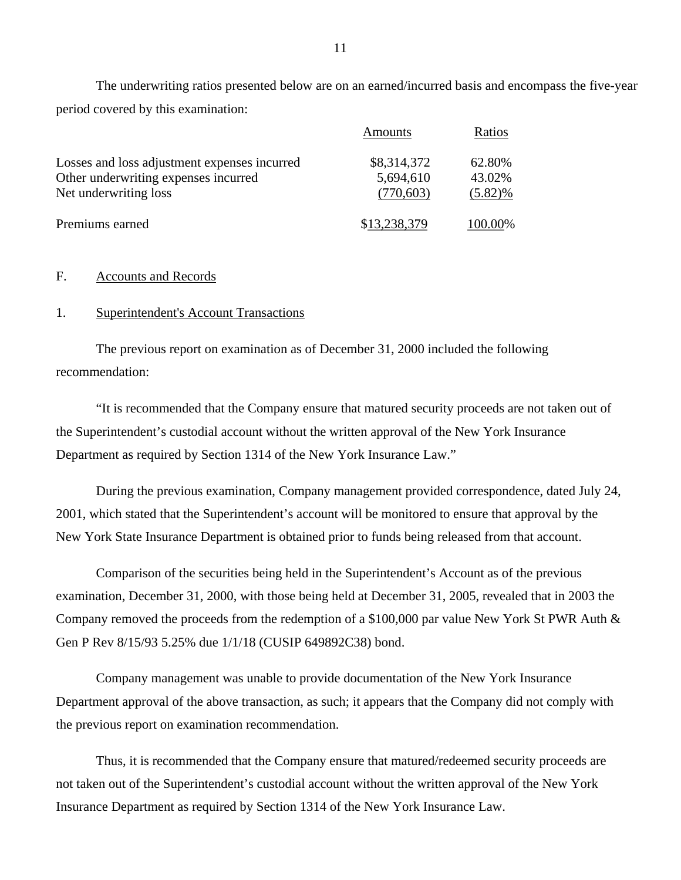The underwriting ratios presented below are on an earned/incurred basis and encompass the five-year period covered by this examination:

| | Amounts | Ratios |
|---|---|---|
| Losses and loss adjustment expenses incurred | $8,314,372 | 62.80% |
| Other underwriting expenses incurred | 5,694,610 | 43.02% |
| Net underwriting loss | (770,603) | (5.82)% |
| Premiums earned | $13,238,379 | 100.00% |

F. Accounts and Records

1. Superintendent's Account Transactions

The previous report on examination as of December 31, 2000 included the following recommendation:

"It is recommended that the Company ensure that matured security proceeds are not taken out of the Superintendent's custodial account without the written approval of the New York Insurance Department as required by Section 1314 of the New York Insurance Law."

During the previous examination, Company management provided correspondence, dated July 24, 2001, which stated that the Superintendent's account will be monitored to ensure that approval by the New York State Insurance Department is obtained prior to funds being released from that account.

Comparison of the securities being held in the Superintendent's Account as of the previous examination, December 31, 2000, with those being held at December 31, 2005, revealed that in 2003 the Company removed the proceeds from the redemption of a $100,000 par value New York St PWR Auth & Gen P Rev 8/15/93 5.25% due 1/1/18 (CUSIP 649892C38) bond.

Company management was unable to provide documentation of the New York Insurance Department approval of the above transaction, as such; it appears that the Company did not comply with the previous report on examination recommendation.

Thus, it is recommended that the Company ensure that matured/redeemed security proceeds are not taken out of the Superintendent's custodial account without the written approval of the New York Insurance Department as required by Section 1314 of the New York Insurance Law.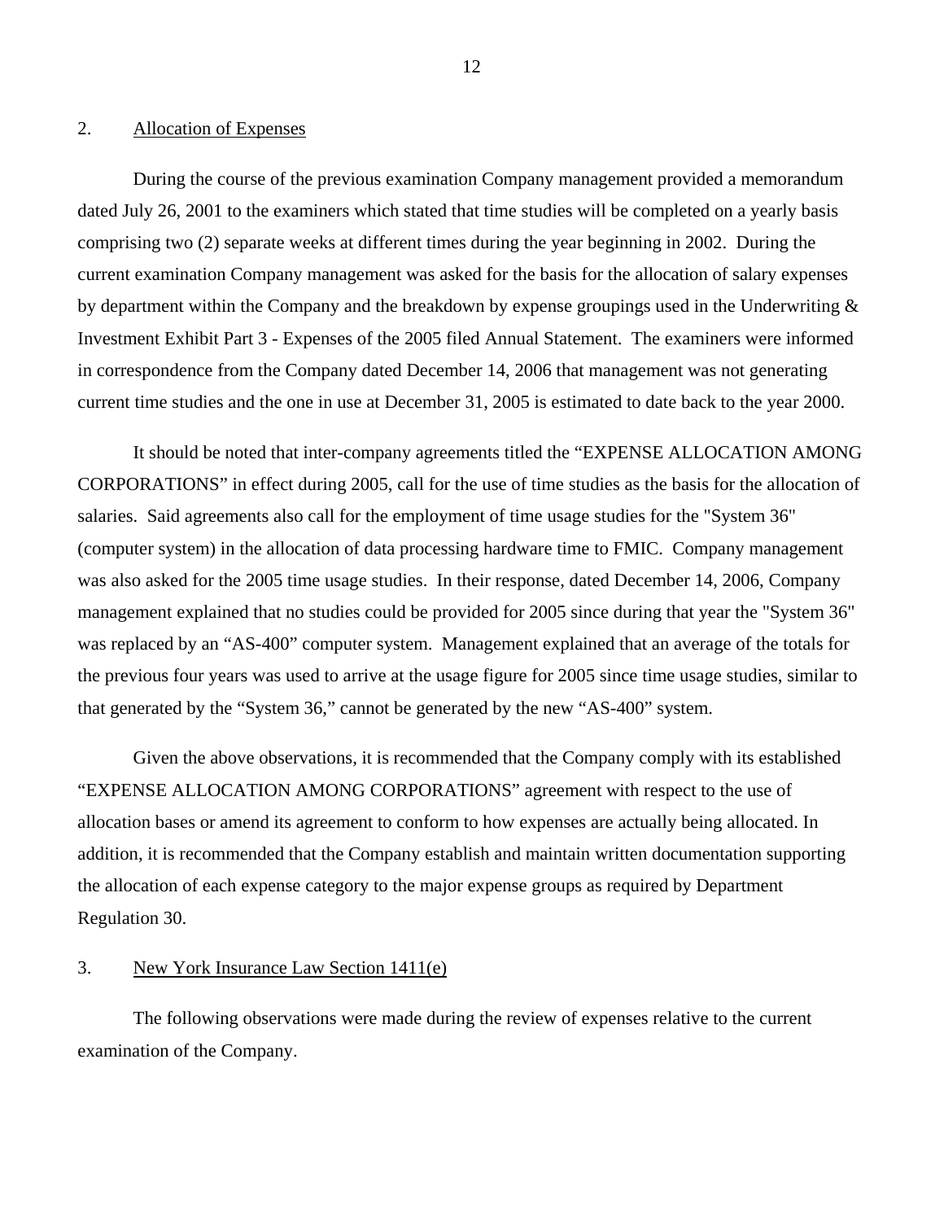2. <u>Allocation of Expenses</u>

During the course of the previous examination Company management provided a memorandum dated July 26, 2001 to the examiners which stated that time studies will be completed on a yearly basis comprising two (2) separate weeks at different times during the year beginning in 2002. During the current examination Company management was asked for the basis for the allocation of salary expenses by department within the Company and the breakdown by expense groupings used in the Underwriting & Investment Exhibit Part 3 - Expenses of the 2005 filed Annual Statement. The examiners were informed in correspondence from the Company dated December 14, 2006 that management was not generating current time studies and the one in use at December 31, 2005 is estimated to date back to the year 2000.

It should be noted that inter-company agreements titled the "EXPENSE ALLOCATION AMONG CORPORATIONS" in effect during 2005, call for the use of time studies as the basis for the allocation of salaries. Said agreements also call for the employment of time usage studies for the "System 36" (computer system) in the allocation of data processing hardware time to FMIC. Company management was also asked for the 2005 time usage studies. In their response, dated December 14, 2006, Company management explained that no studies could be provided for 2005 since during that year the "System 36" was replaced by an "AS-400" computer system. Management explained that an average of the totals for the previous four years was used to arrive at the usage figure for 2005 since time usage studies, similar to that generated by the "System 36," cannot be generated by the new "AS-400" system.

Given the above observations, it is recommended that the Company comply with its established "EXPENSE ALLOCATION AMONG CORPORATIONS" agreement with respect to the use of allocation bases or amend its agreement to conform to how expenses are actually being allocated. In addition, it is recommended that the Company establish and maintain written documentation supporting the allocation of each expense category to the major expense groups as required by Department Regulation 30.

3. <u>New York Insurance Law Section 1411(e)</u>

The following observations were made during the review of expenses relative to the current examination of the Company.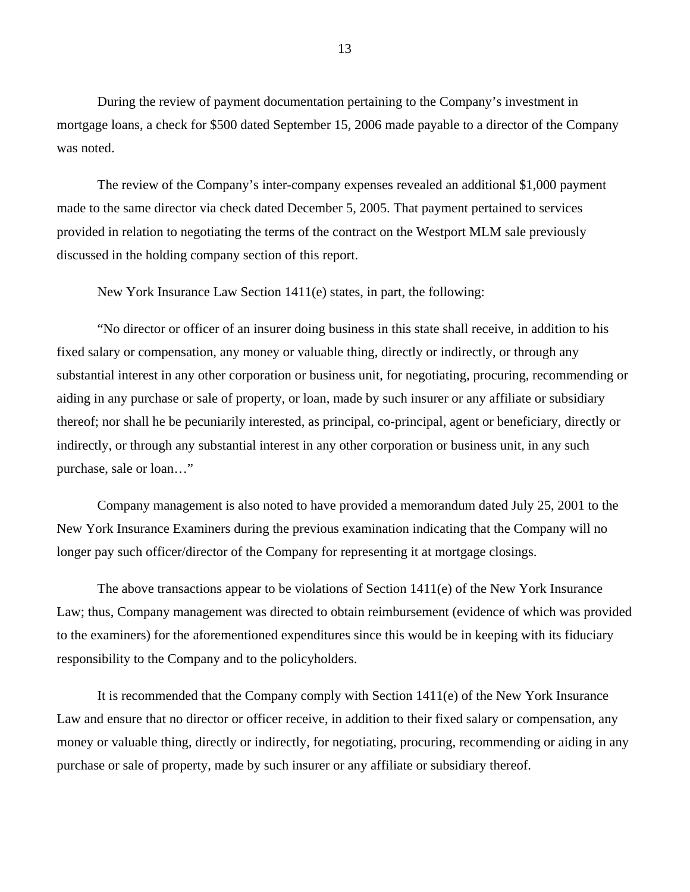During the review of payment documentation pertaining to the Company's investment in mortgage loans, a check for $500 dated September 15, 2006 made payable to a director of the Company was noted.

The review of the Company's inter-company expenses revealed an additional $1,000 payment made to the same director via check dated December 5, 2005. That payment pertained to services provided in relation to negotiating the terms of the contract on the Westport MLM sale previously discussed in the holding company section of this report.

New York Insurance Law Section 1411(e) states, in part, the following:

"No director or officer of an insurer doing business in this state shall receive, in addition to his fixed salary or compensation, any money or valuable thing, directly or indirectly, or through any substantial interest in any other corporation or business unit, for negotiating, procuring, recommending or aiding in any purchase or sale of property, or loan, made by such insurer or any affiliate or subsidiary thereof; nor shall he be pecuniarily interested, as principal, co-principal, agent or beneficiary, directly or indirectly, or through any substantial interest in any other corporation or business unit, in any such purchase, sale or loan…"

Company management is also noted to have provided a memorandum dated July 25, 2001 to the New York Insurance Examiners during the previous examination indicating that the Company will no longer pay such officer/director of the Company for representing it at mortgage closings.

The above transactions appear to be violations of Section 1411(e) of the New York Insurance Law; thus, Company management was directed to obtain reimbursement (evidence of which was provided to the examiners) for the aforementioned expenditures since this would be in keeping with its fiduciary responsibility to the Company and to the policyholders.

It is recommended that the Company comply with Section 1411(e) of the New York Insurance Law and ensure that no director or officer receive, in addition to their fixed salary or compensation, any money or valuable thing, directly or indirectly, for negotiating, procuring, recommending or aiding in any purchase or sale of property, made by such insurer or any affiliate or subsidiary thereof.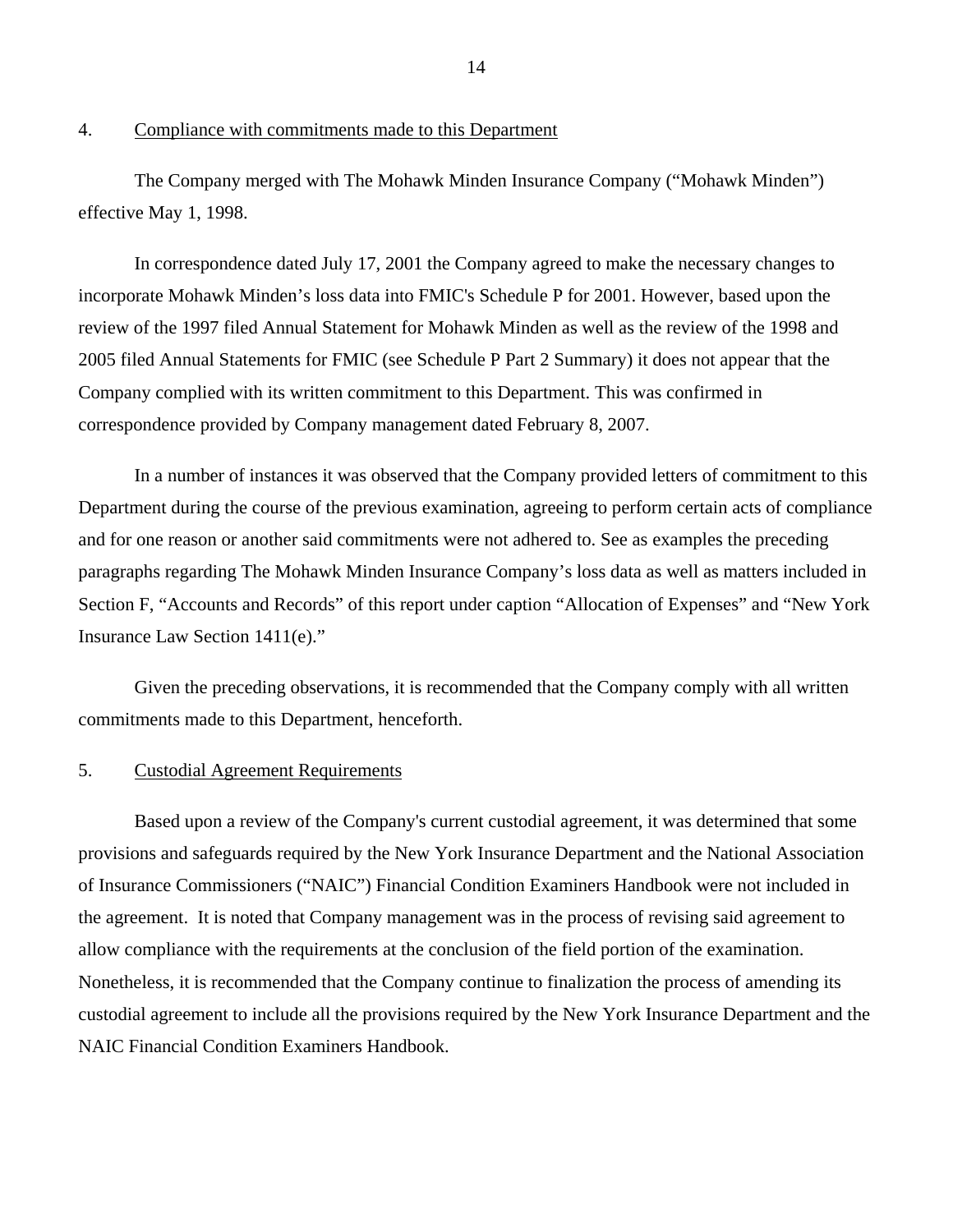4. Compliance with commitments made to this Department

The Company merged with The Mohawk Minden Insurance Company ("Mohawk Minden") effective May 1, 1998.

In correspondence dated July 17, 2001 the Company agreed to make the necessary changes to incorporate Mohawk Minden's loss data into FMIC's Schedule P for 2001. However, based upon the review of the 1997 filed Annual Statement for Mohawk Minden as well as the review of the 1998 and 2005 filed Annual Statements for FMIC (see Schedule P Part 2 Summary) it does not appear that the Company complied with its written commitment to this Department. This was confirmed in correspondence provided by Company management dated February 8, 2007.

In a number of instances it was observed that the Company provided letters of commitment to this Department during the course of the previous examination, agreeing to perform certain acts of compliance and for one reason or another said commitments were not adhered to. See as examples the preceding paragraphs regarding The Mohawk Minden Insurance Company's loss data as well as matters included in Section F, "Accounts and Records" of this report under caption "Allocation of Expenses" and "New York Insurance Law Section 1411(e)."

Given the preceding observations, it is recommended that the Company comply with all written commitments made to this Department, henceforth.

5. Custodial Agreement Requirements

Based upon a review of the Company's current custodial agreement, it was determined that some provisions and safeguards required by the New York Insurance Department and the National Association of Insurance Commissioners ("NAIC") Financial Condition Examiners Handbook were not included in the agreement. It is noted that Company management was in the process of revising said agreement to allow compliance with the requirements at the conclusion of the field portion of the examination. Nonetheless, it is recommended that the Company continue to finalization the process of amending its custodial agreement to include all the provisions required by the New York Insurance Department and the NAIC Financial Condition Examiners Handbook.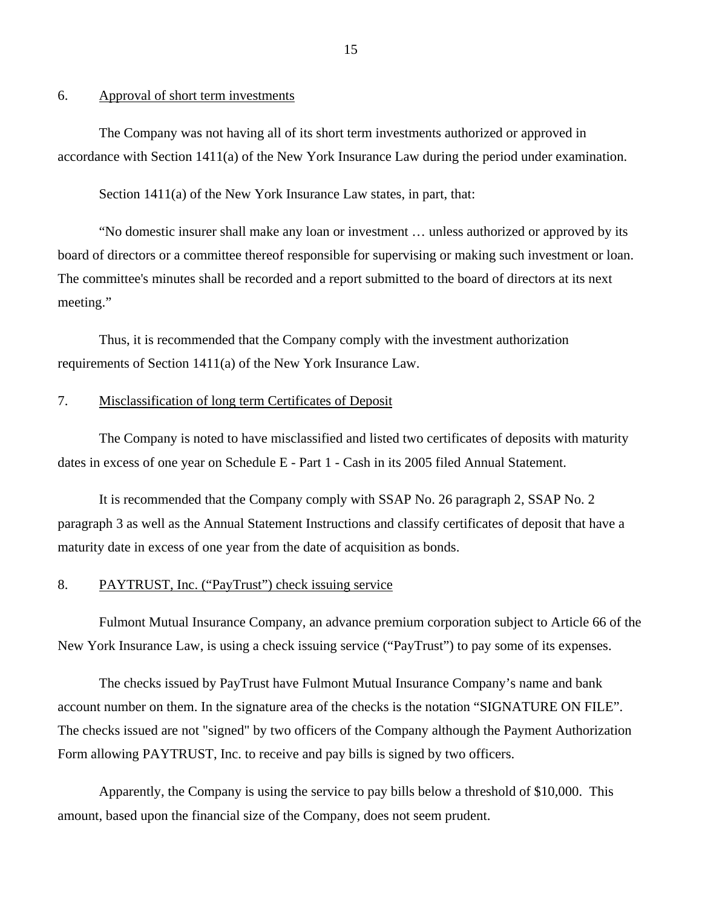6. Approval of short term investments

The Company was not having all of its short term investments authorized or approved in accordance with Section 1411(a) of the New York Insurance Law during the period under examination.

Section 1411(a) of the New York Insurance Law states, in part, that:

"No domestic insurer shall make any loan or investment … unless authorized or approved by its board of directors or a committee thereof responsible for supervising or making such investment or loan. The committee's minutes shall be recorded and a report submitted to the board of directors at its next meeting."

Thus, it is recommended that the Company comply with the investment authorization requirements of Section 1411(a) of the New York Insurance Law.

7. Misclassification of long term Certificates of Deposit

The Company is noted to have misclassified and listed two certificates of deposits with maturity dates in excess of one year on Schedule E - Part 1 - Cash in its 2005 filed Annual Statement.

It is recommended that the Company comply with SSAP No. 26 paragraph 2, SSAP No. 2 paragraph 3 as well as the Annual Statement Instructions and classify certificates of deposit that have a maturity date in excess of one year from the date of acquisition as bonds.

8. PAYTRUST, Inc. ("PayTrust") check issuing service

Fulmont Mutual Insurance Company, an advance premium corporation subject to Article 66 of the New York Insurance Law, is using a check issuing service ("PayTrust") to pay some of its expenses.

The checks issued by PayTrust have Fulmont Mutual Insurance Company's name and bank account number on them. In the signature area of the checks is the notation "SIGNATURE ON FILE". The checks issued are not "signed" by two officers of the Company although the Payment Authorization Form allowing PAYTRUST, Inc. to receive and pay bills is signed by two officers.

Apparently, the Company is using the service to pay bills below a threshold of $10,000. This amount, based upon the financial size of the Company, does not seem prudent.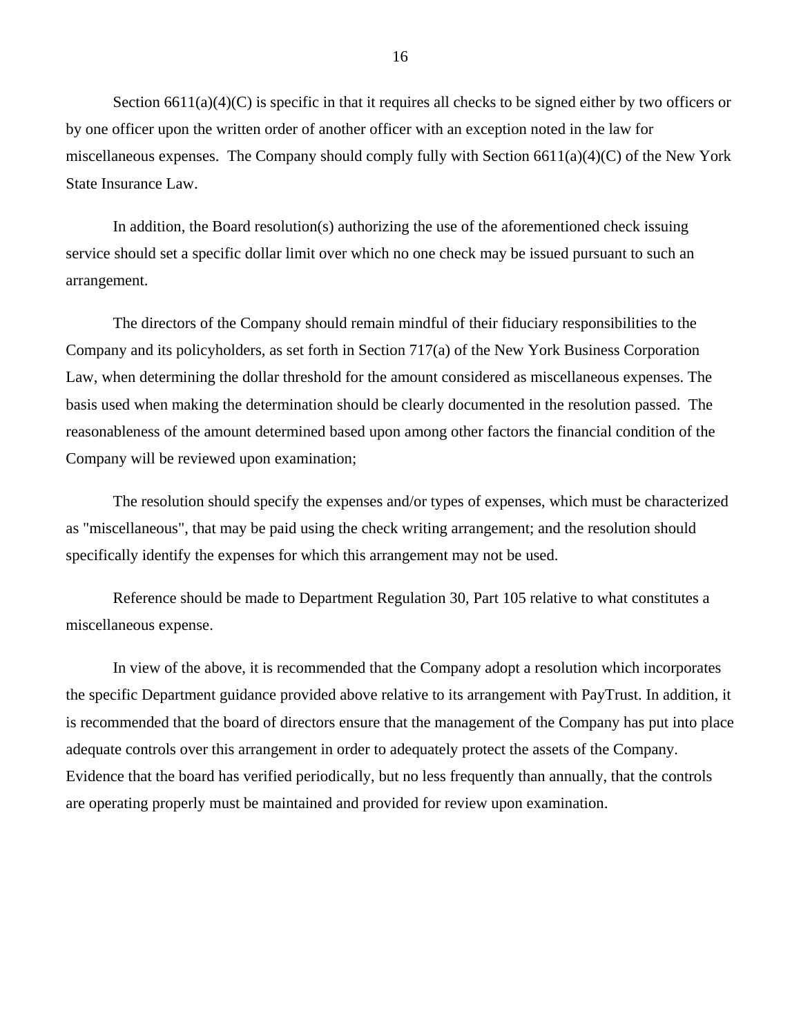Section 6611(a)(4)(C) is specific in that it requires all checks to be signed either by two officers or by one officer upon the written order of another officer with an exception noted in the law for miscellaneous expenses. The Company should comply fully with Section 6611(a)(4)(C) of the New York State Insurance Law.

In addition, the Board resolution(s) authorizing the use of the aforementioned check issuing service should set a specific dollar limit over which no one check may be issued pursuant to such an arrangement.

The directors of the Company should remain mindful of their fiduciary responsibilities to the Company and its policyholders, as set forth in Section 717(a) of the New York Business Corporation Law, when determining the dollar threshold for the amount considered as miscellaneous expenses. The basis used when making the determination should be clearly documented in the resolution passed. The reasonableness of the amount determined based upon among other factors the financial condition of the Company will be reviewed upon examination;

The resolution should specify the expenses and/or types of expenses, which must be characterized as "miscellaneous", that may be paid using the check writing arrangement; and the resolution should specifically identify the expenses for which this arrangement may not be used.

Reference should be made to Department Regulation 30, Part 105 relative to what constitutes a miscellaneous expense.

In view of the above, it is recommended that the Company adopt a resolution which incorporates the specific Department guidance provided above relative to its arrangement with PayTrust. In addition, it is recommended that the board of directors ensure that the management of the Company has put into place adequate controls over this arrangement in order to adequately protect the assets of the Company. Evidence that the board has verified periodically, but no less frequently than annually, that the controls are operating properly must be maintained and provided for review upon examination.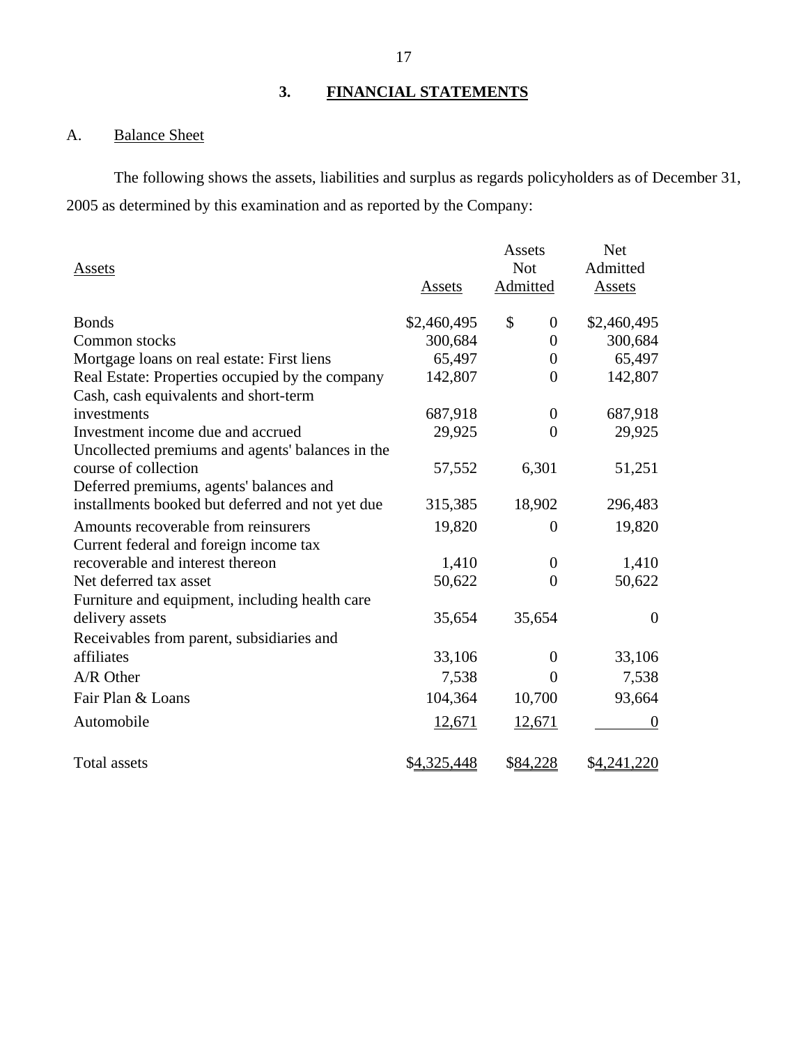## 3. FINANCIAL STATEMENTS

A. Balance Sheet

The following shows the assets, liabilities and surplus as regards policyholders as of December 31, 2005 as determined by this examination and as reported by the Company:

| Assets | Assets | Assets Not Admitted | Net Admitted Assets |
|---|---|---|---|
| Bonds | $2,460,495 | $ 0 | $2,460,495 |
| Common stocks | 300,684 | 0 | 300,684 |
| Mortgage loans on real estate: First liens | 65,497 | 0 | 65,497 |
| Real Estate: Properties occupied by the company | 142,807 | 0 | 142,807 |
| Cash, cash equivalents and short-term investments | 687,918 | 0 | 687,918 |
| Investment income due and accrued | 29,925 | 0 | 29,925 |
| Uncollected premiums and agents' balances in the course of collection | 57,552 | 6,301 | 51,251 |
| Deferred premiums, agents' balances and installments booked but deferred and not yet due | 315,385 | 18,902 | 296,483 |
| Amounts recoverable from reinsurers | 19,820 | 0 | 19,820 |
| Current federal and foreign income tax recoverable and interest thereon | 1,410 | 0 | 1,410 |
| Net deferred tax asset | 50,622 | 0 | 50,622 |
| Furniture and equipment, including health care delivery assets | 35,654 | 35,654 | 0 |
| Receivables from parent, subsidiaries and affiliates | 33,106 | 0 | 33,106 |
| A/R Other | 7,538 | 0 | 7,538 |
| Fair Plan & Loans | 104,364 | 10,700 | 93,664 |
| Automobile | 12,671 | 12,671 | 0 |
| Total assets | $4,325,448 | $84,228 | $4,241,220 |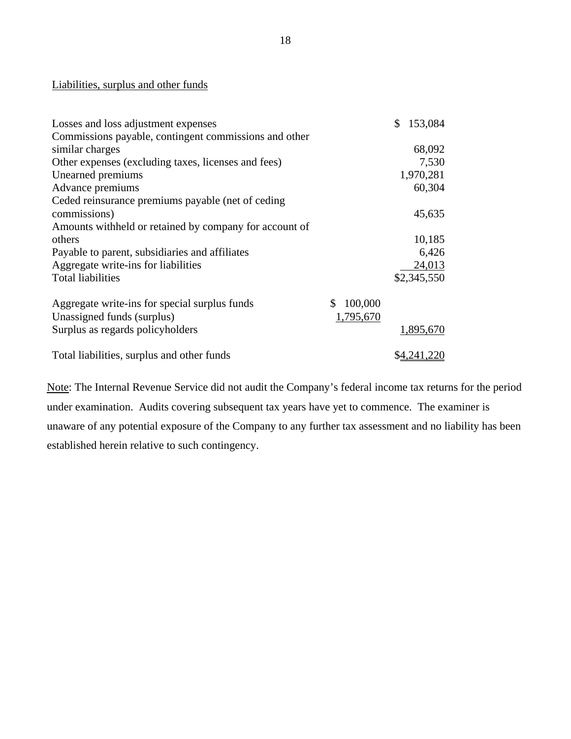Liabilities, surplus and other funds

| | | |
|---|---|---|
| Losses and loss adjustment expenses | | $ 153,084 |
| Commissions payable, contingent commissions and other similar charges | | 68,092 |
| Other expenses (excluding taxes, licenses and fees) | | 7,530 |
| Unearned premiums | | 1,970,281 |
| Advance premiums | | 60,304 |
| Ceded reinsurance premiums payable (net of ceding commissions) | | 45,635 |
| Amounts withheld or retained by company for account of others | | 10,185 |
| Payable to parent, subsidiaries and affiliates | | 6,426 |
| Aggregate write-ins for liabilities | | 24,013 |
| Total liabilities | | $2,345,550 |
| | | |
| Aggregate write-ins for special surplus funds | $ 100,000 | |
| Unassigned funds (surplus) | 1,795,670 | |
| Surplus as regards policyholders | | 1,895,670 |
| | | |
| Total liabilities, surplus and other funds | | $4,241,220 |

Note: The Internal Revenue Service did not audit the Company's federal income tax returns for the period under examination. Audits covering subsequent tax years have yet to commence. The examiner is unaware of any potential exposure of the Company to any further tax assessment and no liability has been established herein relative to such contingency.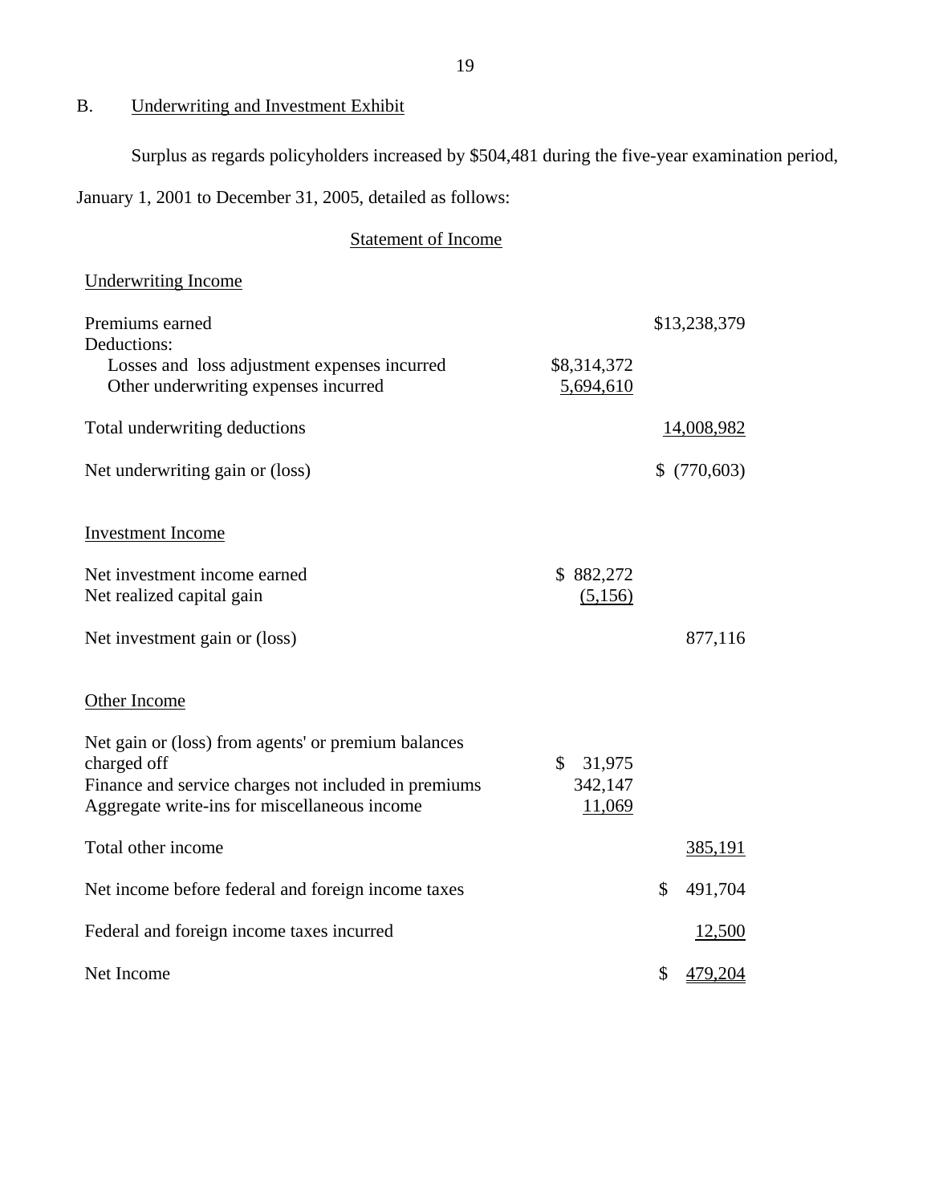## B. Underwriting and Investment Exhibit

Surplus as regards policyholders increased by $504,481 during the five-year examination period, January 1, 2001 to December 31, 2005, detailed as follows:

### Statement of Income

| | | |
|---|---|---|
| **Underwriting Income** | | |
| Premiums earned | | $13,238,379 |
| Deductions: | | |
| Losses and loss adjustment expenses incurred | $8,314,372 | |
| Other underwriting expenses incurred | 5,694,610 | |
| Total underwriting deductions | | 14,008,982 |
| Net underwriting gain or (loss) | | $ (770,603) |
| **Investment Income** | | |
| Net investment income earned | $ 882,272 | |
| Net realized capital gain | (5,156) | |
| Net investment gain or (loss) | | 877,116 |
| **Other Income** | | |
| Net gain or (loss) from agents' or premium balances charged off | $ 31,975 | |
| Finance and service charges not included in premiums | 342,147 | |
| Aggregate write-ins for miscellaneous income | 11,069 | |
| Total other income | | 385,191 |
| Net income before federal and foreign income taxes | | $ 491,704 |
| Federal and foreign income taxes incurred | | 12,500 |
| Net Income | | $ 479,204 |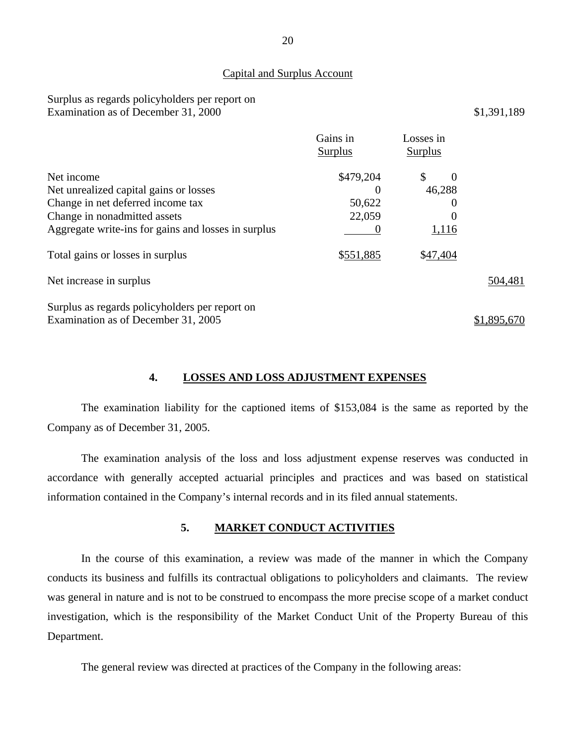Capital and Surplus Account

| | Gains in Surplus | Losses in Surplus | |
|---|---|---|---|
| Surplus as regards policyholders per report on Examination as of December 31, 2000 | | | $1,391,189 |
| Net income | $479,204 | $ 0 | |
| Net unrealized capital gains or losses | 0 | 46,288 | |
| Change in net deferred income tax | 50,622 | 0 | |
| Change in nonadmitted assets | 22,059 | 0 | |
| Aggregate write-ins for gains and losses in surplus | 0 | 1,116 | |
| Total gains or losses in surplus | $551,885 | $47,404 | |
| Net increase in surplus | | | 504,481 |
| Surplus as regards policyholders per report on Examination as of December 31, 2005 | | | $1,895,670 |

## 4. LOSSES AND LOSS ADJUSTMENT EXPENSES

The examination liability for the captioned items of $153,084 is the same as reported by the Company as of December 31, 2005.

The examination analysis of the loss and loss adjustment expense reserves was conducted in accordance with generally accepted actuarial principles and practices and was based on statistical information contained in the Company's internal records and in its filed annual statements.

## 5. MARKET CONDUCT ACTIVITIES

In the course of this examination, a review was made of the manner in which the Company conducts its business and fulfills its contractual obligations to policyholders and claimants. The review was general in nature and is not to be construed to encompass the more precise scope of a market conduct investigation, which is the responsibility of the Market Conduct Unit of the Property Bureau of this Department.

The general review was directed at practices of the Company in the following areas: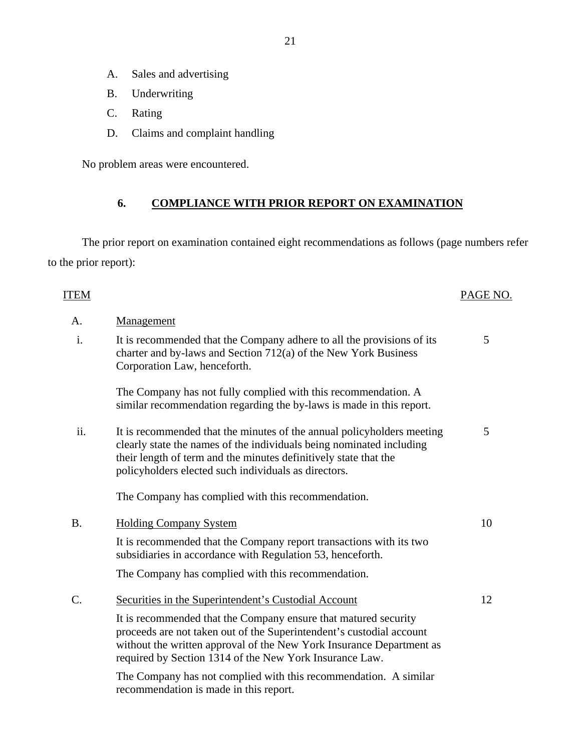A. Sales and advertising

B. Underwriting

C. Rating

D. Claims and complaint handling

No problem areas were encountered.

## 6. COMPLIANCE WITH PRIOR REPORT ON EXAMINATION

The prior report on examination contained eight recommendations as follows (page numbers refer to the prior report):

| ITEM | | PAGE NO. |
|---|---|---|
| A. | Management | |
| i. | It is recommended that the Company adhere to all the provisions of its charter and by-laws and Section 712(a) of the New York Business Corporation Law, henceforth.<br><br>The Company has not fully complied with this recommendation. A similar recommendation regarding the by-laws is made in this report. | 5 |
| ii. | It is recommended that the minutes of the annual policyholders meeting clearly state the names of the individuals being nominated including their length of term and the minutes definitively state that the policyholders elected such individuals as directors.<br><br>The Company has complied with this recommendation. | 5 |
| B. | Holding Company System<br><br>It is recommended that the Company report transactions with its two subsidiaries in accordance with Regulation 53, henceforth.<br><br>The Company has complied with this recommendation. | 10 |
| C. | Securities in the Superintendent's Custodial Account<br><br>It is recommended that the Company ensure that matured security proceeds are not taken out of the Superintendent's custodial account without the written approval of the New York Insurance Department as required by Section 1314 of the New York Insurance Law.<br><br>The Company has not complied with this recommendation. A similar recommendation is made in this report. | 12 |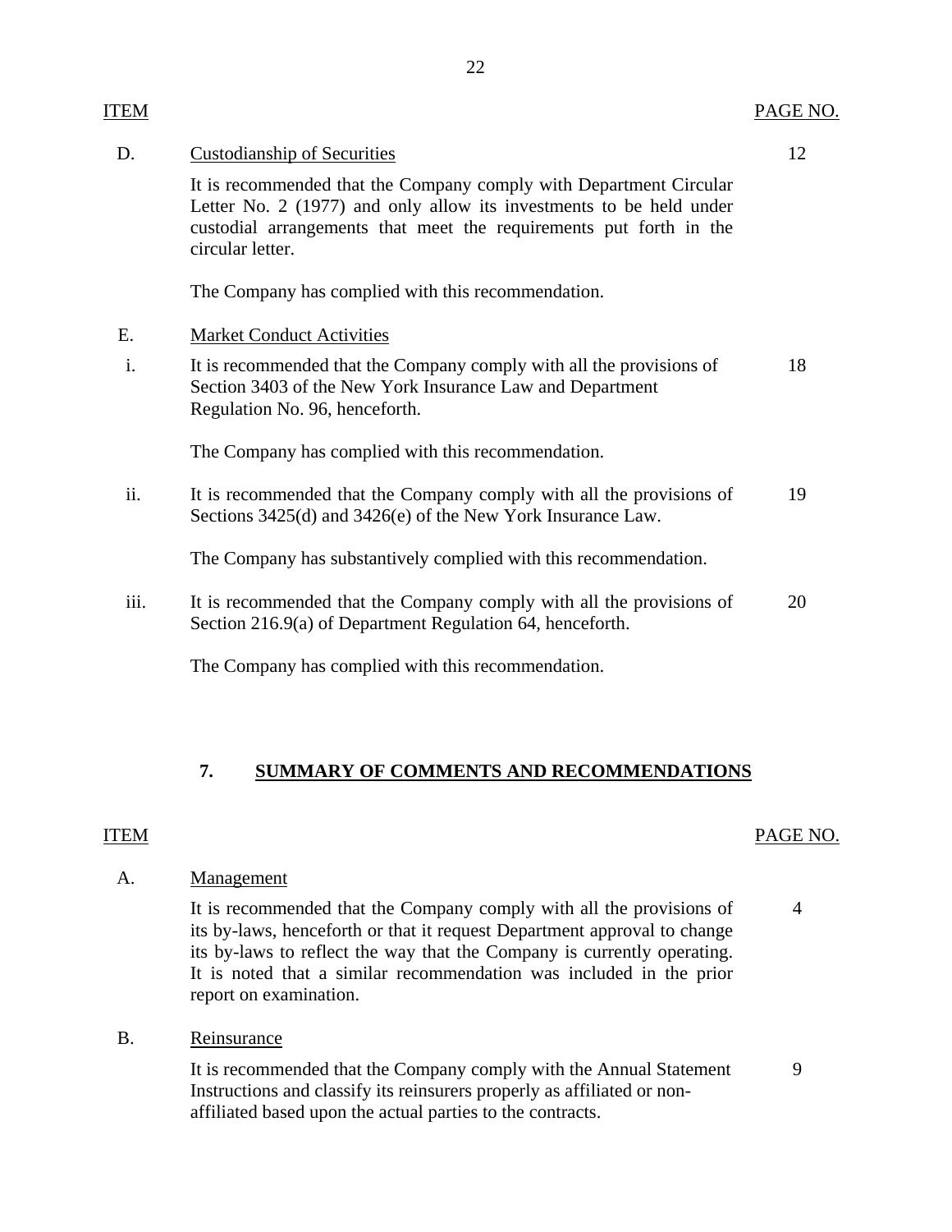| ITEM | | PAGE NO. |
|---|---|---|
| D. | Custodianship of Securities | 12 |
| | It is recommended that the Company comply with Department Circular Letter No. 2 (1977) and only allow its investments to be held under custodial arrangements that meet the requirements put forth in the circular letter. | |
| | The Company has complied with this recommendation. | |
| E. | Market Conduct Activities | |
| i. | It is recommended that the Company comply with all the provisions of Section 3403 of the New York Insurance Law and Department Regulation No. 96, henceforth. | 18 |
| | The Company has complied with this recommendation. | |
| ii. | It is recommended that the Company comply with all the provisions of Sections 3425(d) and 3426(e) of the New York Insurance Law. | 19 |
| | The Company has substantively complied with this recommendation. | |
| iii. | It is recommended that the Company comply with all the provisions of Section 216.9(a) of Department Regulation 64, henceforth. | 20 |
| | The Company has complied with this recommendation. | |

## 7. SUMMARY OF COMMENTS AND RECOMMENDATIONS

| ITEM | | PAGE NO. |
|---|---|---|
| A. | Management | |
| | It is recommended that the Company comply with all the provisions of its by-laws, henceforth or that it request Department approval to change its by-laws to reflect the way that the Company is currently operating. It is noted that a similar recommendation was included in the prior report on examination. | 4 |
| B. | Reinsurance | |
| | It is recommended that the Company comply with the Annual Statement Instructions and classify its reinsurers properly as affiliated or non-affiliated based upon the actual parties to the contracts. | 9 |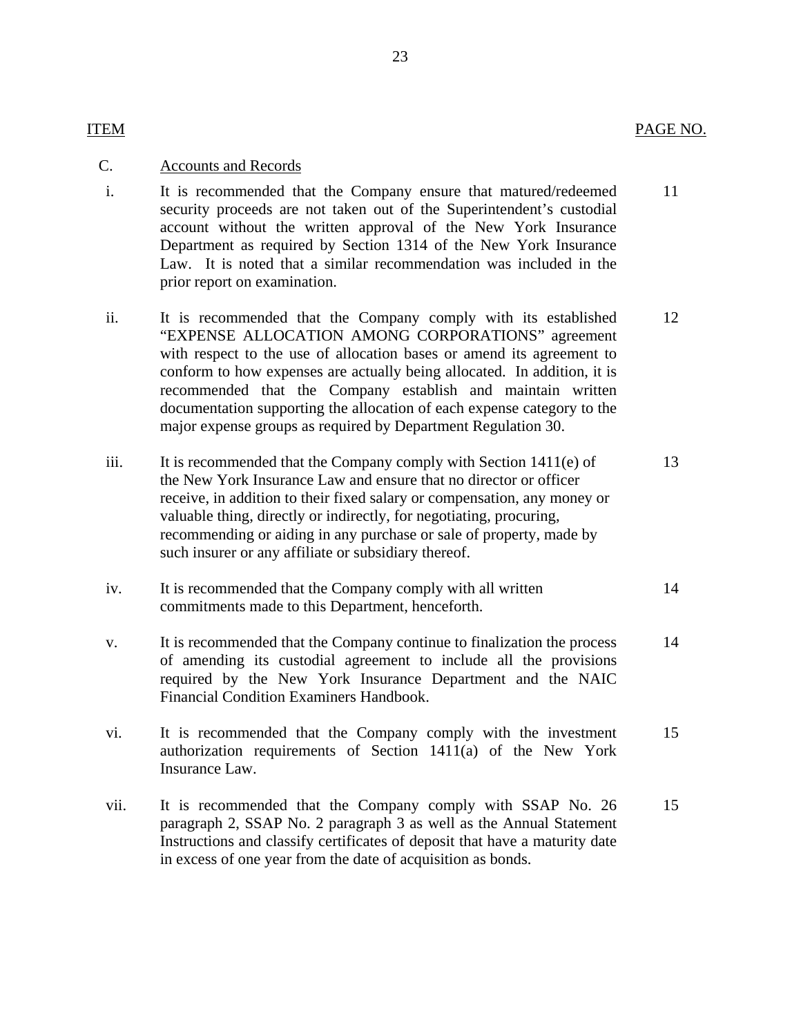| ITEM | | PAGE NO. |
|---|---|---|
| C. | Accounts and Records | |
| i. | It is recommended that the Company ensure that matured/redeemed security proceeds are not taken out of the Superintendent's custodial account without the written approval of the New York Insurance Department as required by Section 1314 of the New York Insurance Law. It is noted that a similar recommendation was included in the prior report on examination. | 11 |
| ii. | It is recommended that the Company comply with its established "EXPENSE ALLOCATION AMONG CORPORATIONS" agreement with respect to the use of allocation bases or amend its agreement to conform to how expenses are actually being allocated. In addition, it is recommended that the Company establish and maintain written documentation supporting the allocation of each expense category to the major expense groups as required by Department Regulation 30. | 12 |
| iii. | It is recommended that the Company comply with Section 1411(e) of the New York Insurance Law and ensure that no director or officer receive, in addition to their fixed salary or compensation, any money or valuable thing, directly or indirectly, for negotiating, procuring, recommending or aiding in any purchase or sale of property, made by such insurer or any affiliate or subsidiary thereof. | 13 |
| iv. | It is recommended that the Company comply with all written commitments made to this Department, henceforth. | 14 |
| v. | It is recommended that the Company continue to finalization the process of amending its custodial agreement to include all the provisions required by the New York Insurance Department and the NAIC Financial Condition Examiners Handbook. | 14 |
| vi. | It is recommended that the Company comply with the investment authorization requirements of Section 1411(a) of the New York Insurance Law. | 15 |
| vii. | It is recommended that the Company comply with SSAP No. 26 paragraph 2, SSAP No. 2 paragraph 3 as well as the Annual Statement Instructions and classify certificates of deposit that have a maturity date in excess of one year from the date of acquisition as bonds. | 15 |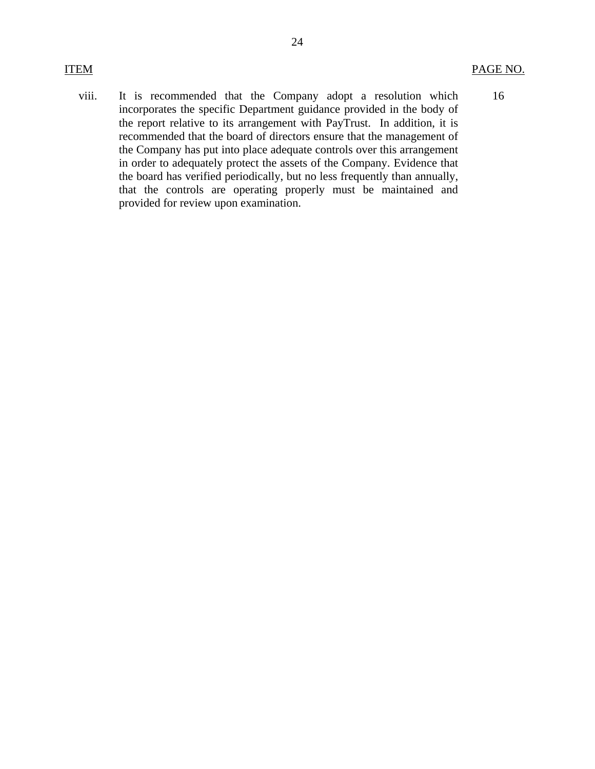| ITEM | | PAGE NO. |
|---|---|---|
| viii. | It is recommended that the Company adopt a resolution which incorporates the specific Department guidance provided in the body of the report relative to its arrangement with PayTrust. In addition, it is recommended that the board of directors ensure that the management of the Company has put into place adequate controls over this arrangement in order to adequately protect the assets of the Company. Evidence that the board has verified periodically, but no less frequently than annually, that the controls are operating properly must be maintained and provided for review upon examination. | 16 |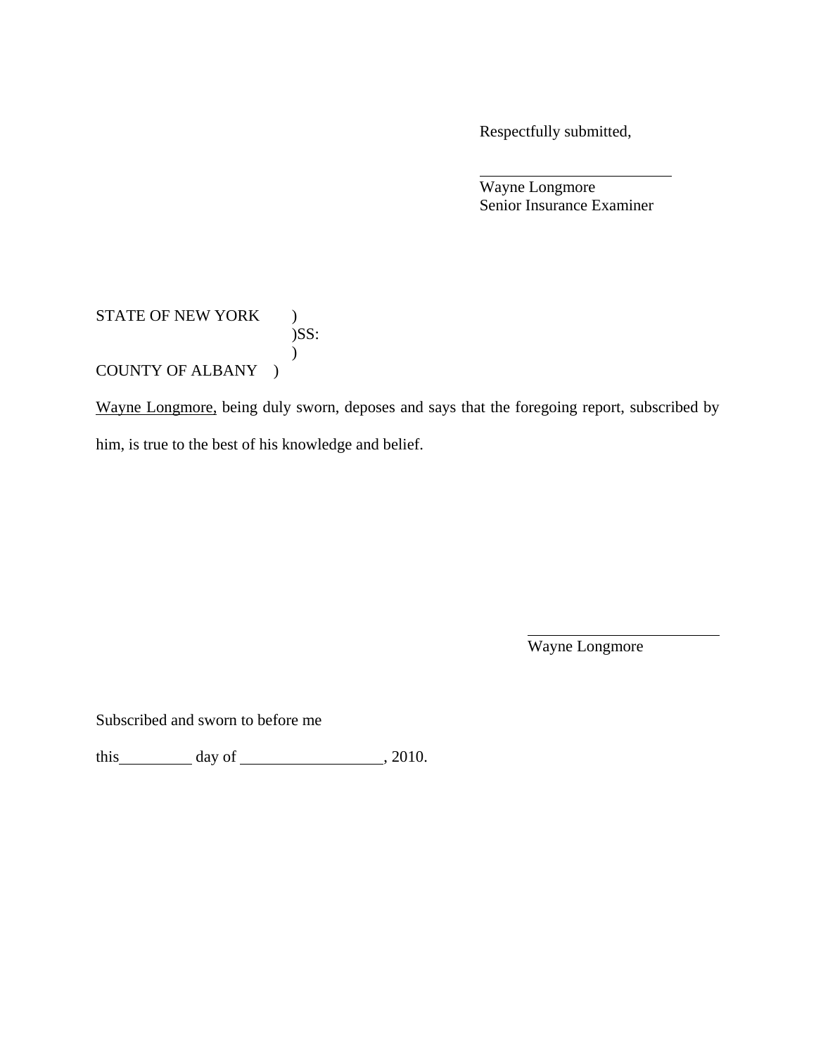Respectfully submitted,

\_\_\_\_\_\_\_\_\_\_\_\_\_\_\_\_\_\_\_\_\_\_\_\_\_

Wayne Longmore
Senior Insurance Examiner

STATE OF NEW YORK )
)SS:
)
COUNTY OF ALBANY )

Wayne Longmore, being duly sworn, deposes and says that the foregoing report, subscribed by him, is true to the best of his knowledge and belief.

\_\_\_\_\_\_\_\_\_\_\_\_\_\_\_\_\_\_\_\_\_\_\_\_\_

Wayne Longmore

Subscribed and sworn to before me

this\_\_\_\_\_\_\_\_\_\_ day of \_\_\_\_\_\_\_\_\_\_\_\_\_\_\_\_\_\_, 2010.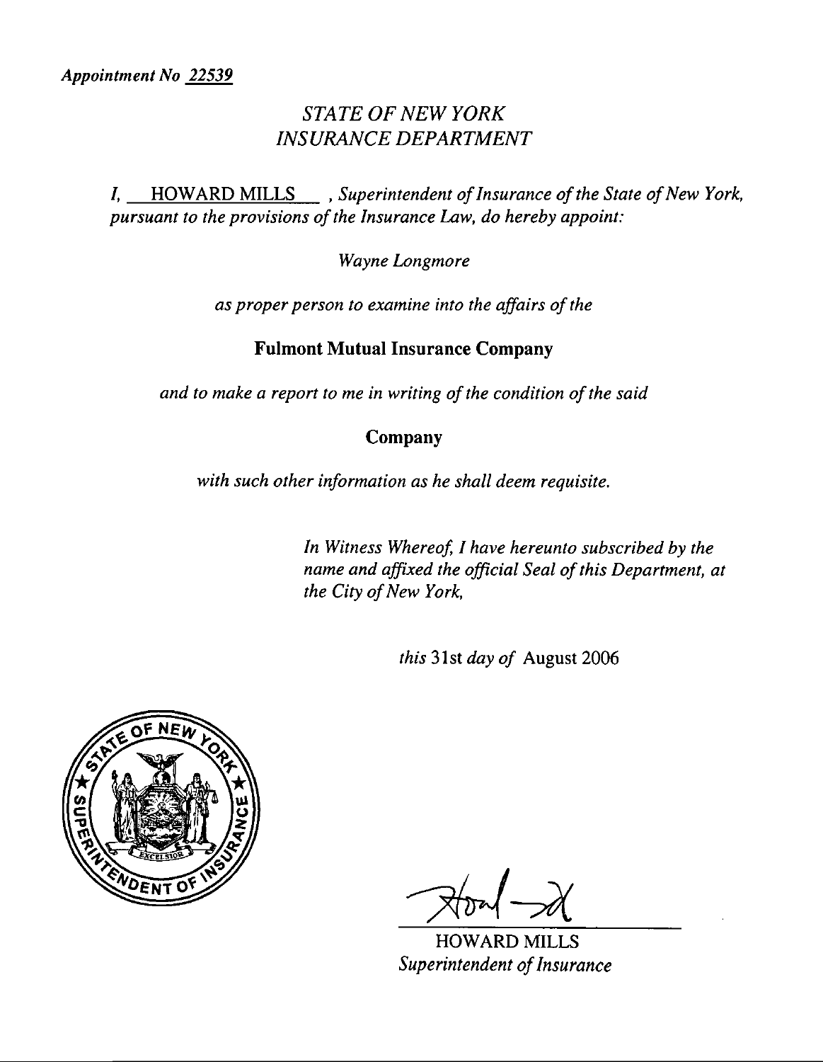*Appointment No 22539*

# *STATE OF NEW YORK*
# *INSURANCE DEPARTMENT*

*I,* HOWARD MILLS *, Superintendent of Insurance of the State of New York, pursuant to the provisions of the Insurance Law, do hereby appoint:*

*Wayne Longmore*

*as proper person to examine into the affairs of the*

**Fulmont Mutual Insurance Company**

*and to make a report to me in writing of the condition of the said*

**Company**

*with such other information as he shall deem requisite.*

*In Witness Whereof, I have hereunto subscribed by the name and affixed the official Seal of this Department, at the City of New York,*

*this* 31st *day of* August 2006

STATE OF NEW YORK ★ SUPERINTENDENT OF INSURANCE ★ EXCELSIOR

HOWARD MILLS
*Superintendent of Insurance*